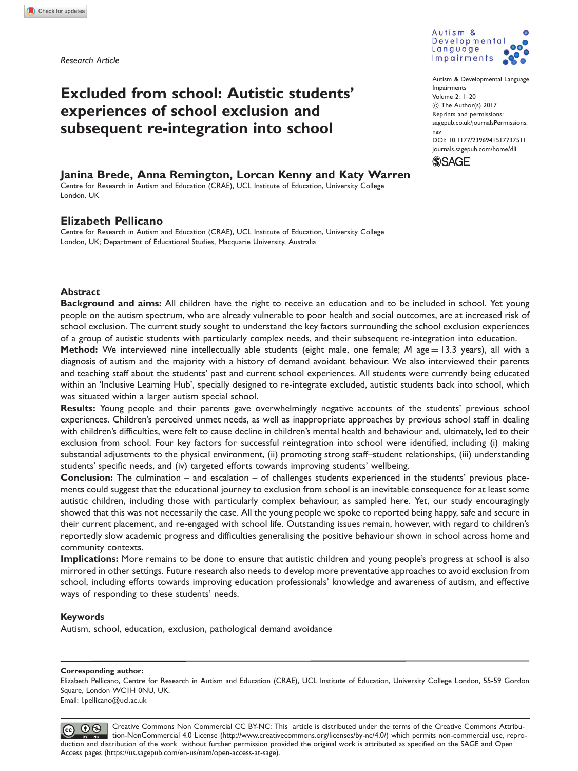Research Article

# Excluded from school: Autistic students' experiences of school exclusion and subsequent re-integration into school

Autism & Developmental Language Impairments
Volume 2: 1–20
© The Author(s) 2017
Reprints and permissions: sagepub.co.uk/journalsPermissions.nav
DOI: 10.1177/2396941517737511
journals.sagepub.com/home/dli

**Janina Brede, Anna Remington, Lorcan Kenny and Katy Warren**
Centre for Research in Autism and Education (CRAE), UCL Institute of Education, University College London, UK

**Elizabeth Pellicano**
Centre for Research in Autism and Education (CRAE), UCL Institute of Education, University College London, UK; Department of Educational Studies, Macquarie University, Australia

## Abstract

**Background and aims:** All children have the right to receive an education and to be included in school. Yet young people on the autism spectrum, who are already vulnerable to poor health and social outcomes, are at increased risk of school exclusion. The current study sought to understand the key factors surrounding the school exclusion experiences of a group of autistic students with particularly complex needs, and their subsequent re-integration into education.

**Method:** We interviewed nine intellectually able students (eight male, one female; *M* age = 13.3 years), all with a diagnosis of autism and the majority with a history of demand avoidant behaviour. We also interviewed their parents and teaching staff about the students' past and current school experiences. All students were currently being educated within an 'Inclusive Learning Hub', specially designed to re-integrate excluded, autistic students back into school, which was situated within a larger autism special school.

**Results:** Young people and their parents gave overwhelmingly negative accounts of the students' previous school experiences. Children's perceived unmet needs, as well as inappropriate approaches by previous school staff in dealing with children's difficulties, were felt to cause decline in children's mental health and behaviour and, ultimately, led to their exclusion from school. Four key factors for successful reintegration into school were identified, including (i) making substantial adjustments to the physical environment, (ii) promoting strong staff–student relationships, (iii) understanding students' specific needs, and (iv) targeted efforts towards improving students' wellbeing.

**Conclusion:** The culmination – and escalation – of challenges students experienced in the students' previous placements could suggest that the educational journey to exclusion from school is an inevitable consequence for at least some autistic children, including those with particularly complex behaviour, as sampled here. Yet, our study encouragingly showed that this was not necessarily the case. All the young people we spoke to reported being happy, safe and secure in their current placement, and re-engaged with school life. Outstanding issues remain, however, with regard to children's reportedly slow academic progress and difficulties generalising the positive behaviour shown in school across home and community contexts.

**Implications:** More remains to be done to ensure that autistic children and young people's progress at school is also mirrored in other settings. Future research also needs to develop more preventative approaches to avoid exclusion from school, including efforts towards improving education professionals' knowledge and awareness of autism, and effective ways of responding to these students' needs.

## Keywords

Autism, school, education, exclusion, pathological demand avoidance

**Corresponding author:**
Elizabeth Pellicano, Centre for Research in Autism and Education (CRAE), UCL Institute of Education, University College London, 55-59 Gordon Square, London WC1H 0NU, UK.
Email: l.pellicano@ucl.ac.uk

Creative Commons Non Commercial CC BY-NC: This article is distributed under the terms of the Creative Commons Attribution-NonCommercial 4.0 License (http://www.creativecommons.org/licenses/by-nc/4.0/) which permits non-commercial use, reproduction and distribution of the work without further permission provided the original work is attributed as specified on the SAGE and Open Access pages (https://us.sagepub.com/en-us/nam/open-access-at-sage).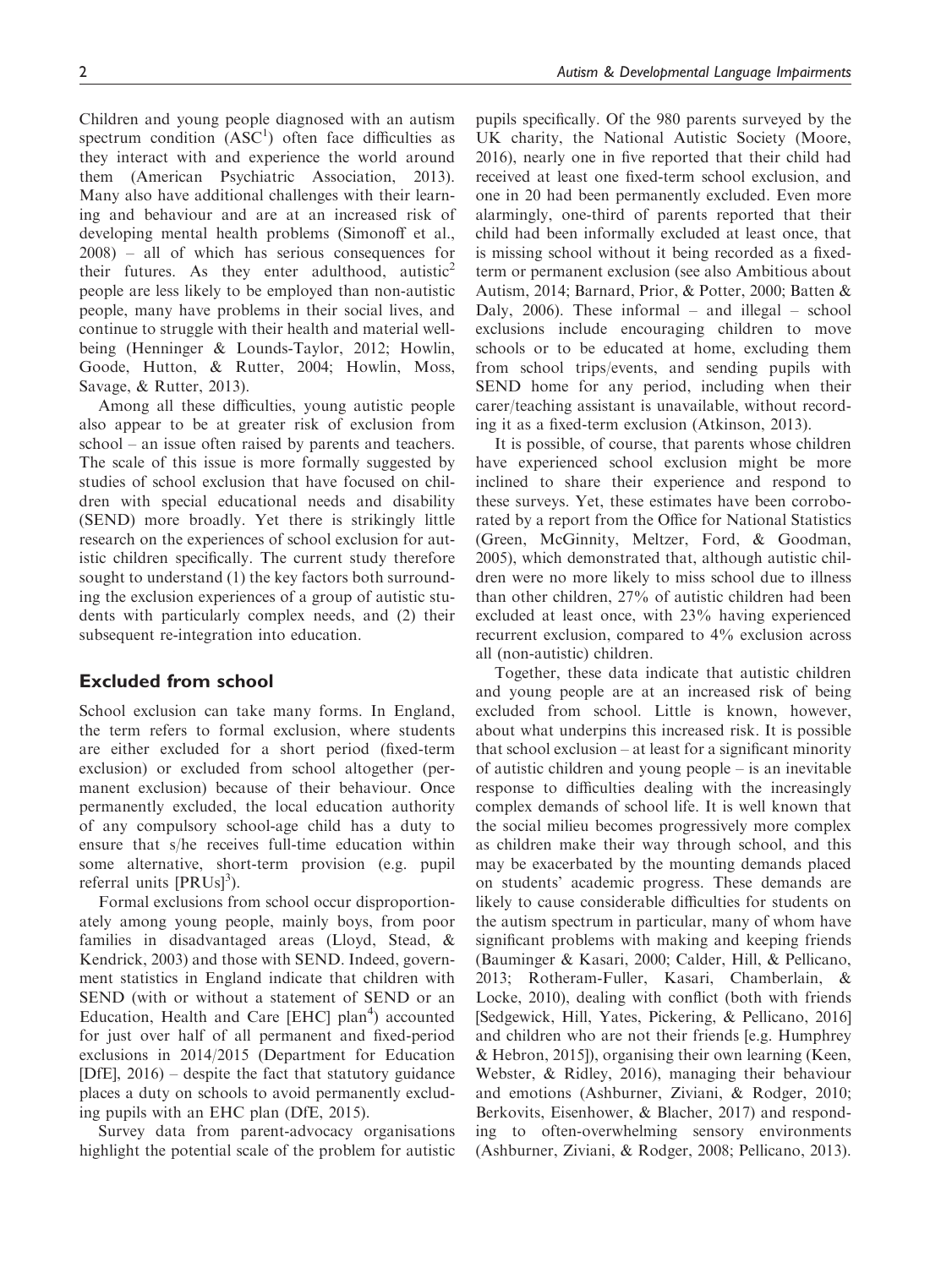Children and young people diagnosed with an autism spectrum condition (ASC[1]) often face difficulties as they interact with and experience the world around them (American Psychiatric Association, 2013). Many also have additional challenges with their learning and behaviour and are at an increased risk of developing mental health problems (Simonoff et al., 2008) – all of which has serious consequences for their futures. As they enter adulthood, autistic[2] people are less likely to be employed than non-autistic people, many have problems in their social lives, and continue to struggle with their health and material well-being (Henninger & Lounds-Taylor, 2012; Howlin, Goode, Hutton, & Rutter, 2004; Howlin, Moss, Savage, & Rutter, 2013).

Among all these difficulties, young autistic people also appear to be at greater risk of exclusion from school – an issue often raised by parents and teachers. The scale of this issue is more formally suggested by studies of school exclusion that have focused on children with special educational needs and disability (SEND) more broadly. Yet there is strikingly little research on the experiences of school exclusion for autistic children specifically. The current study therefore sought to understand (1) the key factors both surrounding the exclusion experiences of a group of autistic students with particularly complex needs, and (2) their subsequent re-integration into education.

## Excluded from school

School exclusion can take many forms. In England, the term refers to formal exclusion, where students are either excluded for a short period (fixed-term exclusion) or excluded from school altogether (permanent exclusion) because of their behaviour. Once permanently excluded, the local education authority of any compulsory school-age child has a duty to ensure that s/he receives full-time education within some alternative, short-term provision (e.g. pupil referral units [PRUs][3]).

Formal exclusions from school occur disproportionately among young people, mainly boys, from poor families in disadvantaged areas (Lloyd, Stead, & Kendrick, 2003) and those with SEND. Indeed, government statistics in England indicate that children with SEND (with or without a statement of SEND or an Education, Health and Care [EHC] plan[4]) accounted for just over half of all permanent and fixed-period exclusions in 2014/2015 (Department for Education [DfE], 2016) – despite the fact that statutory guidance places a duty on schools to avoid permanently excluding pupils with an EHC plan (DfE, 2015).

Survey data from parent-advocacy organisations highlight the potential scale of the problem for autistic pupils specifically. Of the 980 parents surveyed by the UK charity, the National Autistic Society (Moore, 2016), nearly one in five reported that their child had received at least one fixed-term school exclusion, and one in 20 had been permanently excluded. Even more alarmingly, one-third of parents reported that their child had been informally excluded at least once, that is missing school without it being recorded as a fixed-term or permanent exclusion (see also Ambitious about Autism, 2014; Barnard, Prior, & Potter, 2000; Batten & Daly, 2006). These informal – and illegal – school exclusions include encouraging children to move schools or to be educated at home, excluding them from school trips/events, and sending pupils with SEND home for any period, including when their carer/teaching assistant is unavailable, without recording it as a fixed-term exclusion (Atkinson, 2013).

It is possible, of course, that parents whose children have experienced school exclusion might be more inclined to share their experience and respond to these surveys. Yet, these estimates have been corroborated by a report from the Office for National Statistics (Green, McGinnity, Meltzer, Ford, & Goodman, 2005), which demonstrated that, although autistic children were no more likely to miss school due to illness than other children, 27% of autistic children had been excluded at least once, with 23% having experienced recurrent exclusion, compared to 4% exclusion across all (non-autistic) children.

Together, these data indicate that autistic children and young people are at an increased risk of being excluded from school. Little is known, however, about what underpins this increased risk. It is possible that school exclusion – at least for a significant minority of autistic children and young people – is an inevitable response to difficulties dealing with the increasingly complex demands of school life. It is well known that the social milieu becomes progressively more complex as children make their way through school, and this may be exacerbated by the mounting demands placed on students' academic progress. These demands are likely to cause considerable difficulties for students on the autism spectrum in particular, many of whom have significant problems with making and keeping friends (Bauminger & Kasari, 2000; Calder, Hill, & Pellicano, 2013; Rotheram-Fuller, Kasari, Chamberlain, & Locke, 2010), dealing with conflict (both with friends [Sedgewick, Hill, Yates, Pickering, & Pellicano, 2016] and children who are not their friends [e.g. Humphrey & Hebron, 2015]), organising their own learning (Keen, Webster, & Ridley, 2016), managing their behaviour and emotions (Ashburner, Ziviani, & Rodger, 2010; Berkovits, Eisenhower, & Blacher, 2017) and responding to often-overwhelming sensory environments (Ashburner, Ziviani, & Rodger, 2008; Pellicano, 2013).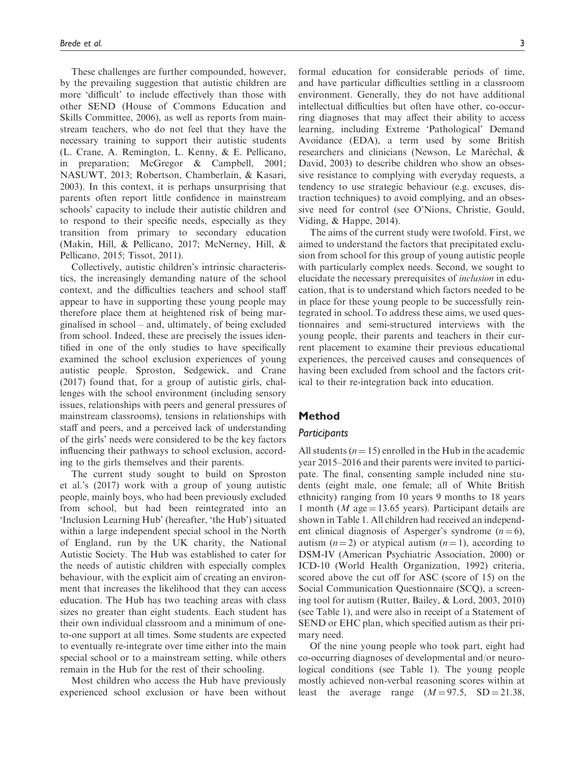These challenges are further compounded, however, by the prevailing suggestion that autistic children are more 'difficult' to include effectively than those with other SEND (House of Commons Education and Skills Committee, 2006), as well as reports from mainstream teachers, who do not feel that they have the necessary training to support their autistic students (L. Crane, A. Remington, L. Kenny, & E. Pellicano, in preparation; McGregor & Campbell, 2001; NASUWT, 2013; Robertson, Chamberlain, & Kasari, 2003). In this context, it is perhaps unsurprising that parents often report little confidence in mainstream schools' capacity to include their autistic children and to respond to their specific needs, especially as they transition from primary to secondary education (Makin, Hill, & Pellicano, 2017; McNerney, Hill, & Pellicano, 2015; Tissot, 2011).

Collectively, autistic children's intrinsic characteristics, the increasingly demanding nature of the school context, and the difficulties teachers and school staff appear to have in supporting these young people may therefore place them at heightened risk of being marginalised in school – and, ultimately, of being excluded from school. Indeed, these are precisely the issues identified in one of the only studies to have specifically examined the school exclusion experiences of young autistic people. Sproston, Sedgewick, and Crane (2017) found that, for a group of autistic girls, challenges with the school environment (including sensory issues, relationships with peers and general pressures of mainstream classrooms), tensions in relationships with staff and peers, and a perceived lack of understanding of the girls' needs were considered to be the key factors influencing their pathways to school exclusion, according to the girls themselves and their parents.

The current study sought to build on Sproston et al.'s (2017) work with a group of young autistic people, mainly boys, who had been previously excluded from school, but had been reintegrated into an 'Inclusion Learning Hub' (hereafter, 'the Hub') situated within a large independent special school in the North of England, run by the UK charity, the National Autistic Society. The Hub was established to cater for the needs of autistic children with especially complex behaviour, with the explicit aim of creating an environment that increases the likelihood that they can access education. The Hub has two teaching areas with class sizes no greater than eight students. Each student has their own individual classroom and a minimum of one-to-one support at all times. Some students are expected to eventually re-integrate over time either into the main special school or to a mainstream setting, while others remain in the Hub for the rest of their schooling.

Most children who access the Hub have previously experienced school exclusion or have been without formal education for considerable periods of time, and have particular difficulties settling in a classroom environment. Generally, they do not have additional intellectual difficulties but often have other, co-occurring diagnoses that may affect their ability to access learning, including Extreme 'Pathological' Demand Avoidance (EDA), a term used by some British researchers and clinicians (Newson, Le Maréchal, & David, 2003) to describe children who show an obsessive resistance to complying with everyday requests, a tendency to use strategic behaviour (e.g. excuses, distraction techniques) to avoid complying, and an obsessive need for control (see O'Nions, Christie, Gould, Viding, & Happe, 2014).

The aims of the current study were twofold. First, we aimed to understand the factors that precipitated exclusion from school for this group of young autistic people with particularly complex needs. Second, we sought to elucidate the necessary prerequisites of *inclusion* in education, that is to understand which factors needed to be in place for these young people to be successfully reintegrated in school. To address these aims, we used questionnaires and semi-structured interviews with the young people, their parents and teachers in their current placement to examine their previous educational experiences, the perceived causes and consequences of having been excluded from school and the factors critical to their re-integration back into education.

## Method

### Participants

All students ($n = 15$) enrolled in the Hub in the academic year 2015–2016 and their parents were invited to participate. The final, consenting sample included nine students (eight male, one female; all of White British ethnicity) ranging from 10 years 9 months to 18 years 1 month ($M$ age = 13.65 years). Participant details are shown in Table 1. All children had received an independent clinical diagnosis of Asperger's syndrome ($n = 6$), autism ($n = 2$) or atypical autism ($n = 1$), according to DSM-IV (American Psychiatric Association, 2000) or ICD-10 (World Health Organization, 1992) criteria, scored above the cut off for ASC (score of 15) on the Social Communication Questionnaire (SCQ), a screening tool for autism (Rutter, Bailey, & Lord, 2003, 2010) (see Table 1), and were also in receipt of a Statement of SEND or EHC plan, which specified autism as their primary need.

Of the nine young people who took part, eight had co-occurring diagnoses of developmental and/or neurological conditions (see Table 1). The young people mostly achieved non-verbal reasoning scores within at least the average range ($M = 97.5$, $SD = 21.38$,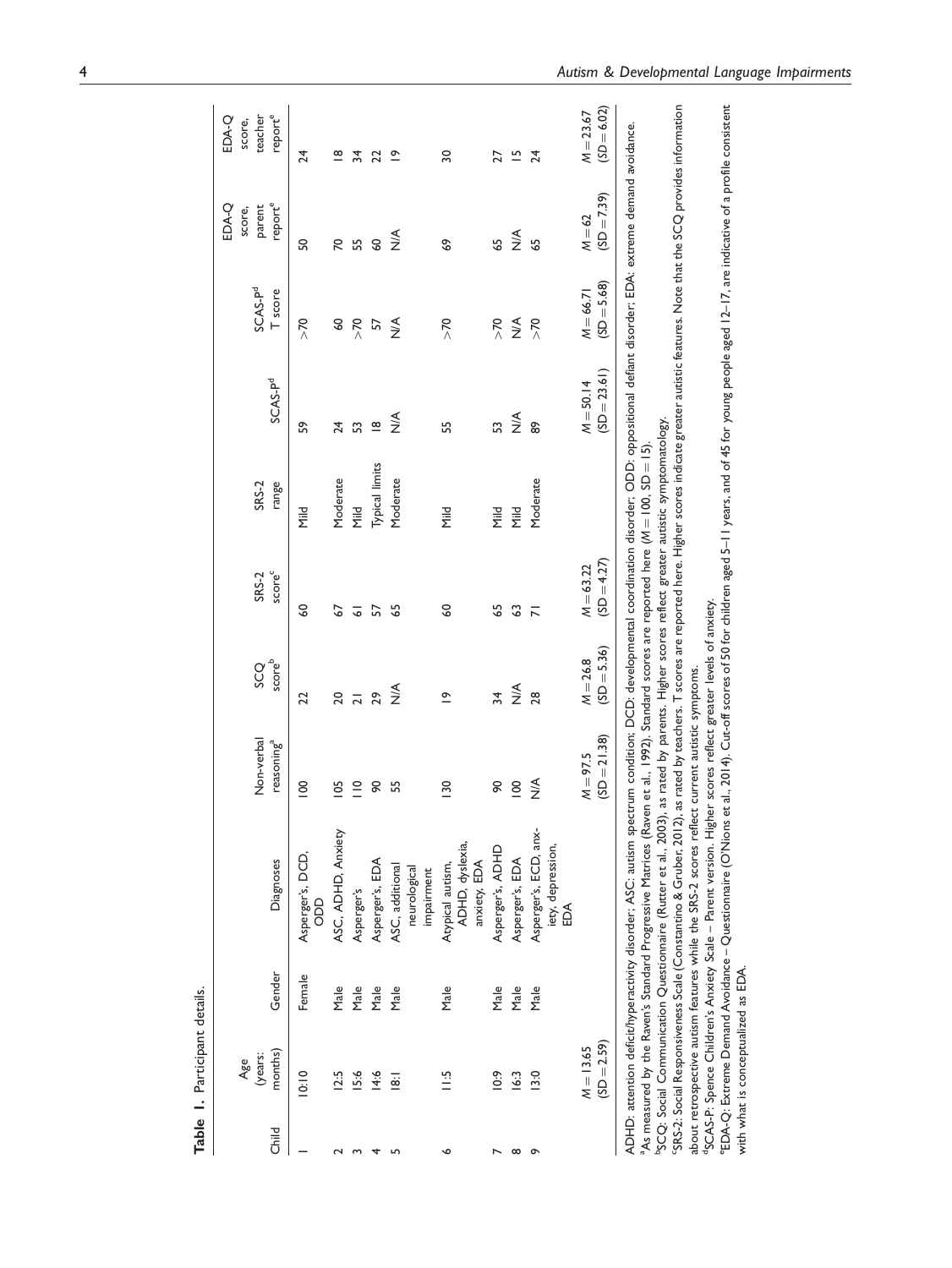**Table 1.** Participant details.

| Child | Age (years: months) | Gender | Diagnoses | Non-verbal reasoning[a] | SCQ score[b] | SRS-2 score[c] | SRS-2 range | SCAS-P[d] | SCAS-P[d] T score | EDA-Q score, parent report[e] | EDA-Q score, teacher report[e] |
|---|---|---|---|---|---|---|---|---|---|---|---|
| 1 | 10:10 | Female | Asperger's, DCD, ODD | 100 | 22 | 60 | Mild | 59 | >70 | 50 | 24 |
| 2 | 12:5 | Male | ASC, ADHD, Anxiety | 105 | 20 | 67 | Moderate | 24 | 60 | 70 | 18 |
| 3 | 15:6 | Male | Asperger's | 110 | 21 | 61 | Mild | 53 | >70 | 55 | 34 |
| 4 | 14:6 | Male | Asperger's, EDA | 90 | 29 | 57 | Typical limits | 18 | 57 | 60 | 22 |
| 5 | 18:1 | Male | ASC, additional neurological impairment | 55 | N/A | 65 | Moderate | N/A | N/A | N/A | 19 |
| 6 | 11:5 | Male | Atypical autism, ADHD, dyslexia, anxiety, EDA | 130 | 19 | 60 | Mild | 55 | >70 | 69 | 30 |
| 7 | 10:9 | Male | Asperger's, ADHD | 90 | 34 | 65 | Mild | 53 | >70 | 65 | 27 |
| 8 | 16:3 | Male | Asperger's, EDA | 100 | N/A | 63 | Mild | N/A | N/A | N/A | 15 |
| 9 | 13:0 | Male | Asperger's, ECD, anxiety, depression, EDA | N/A | 28 | 71 | Moderate | 89 | >70 | 65 | 24 |
| | $M = 13.65$ ($SD = 2.59$) | | | $M = 97.5$ ($SD = 21.38$) | $M = 26.8$ ($SD = 5.36$) | $M = 63.22$ ($SD = 4.27$) | | $M = 50.14$ ($SD = 23.61$) | $M = 66.71$ ($SD = 5.68$) | $M = 62$ ($SD = 7.39$) | $M = 23.67$ ($SD = 6.02$) |

ADHD: attention deficit/hyperactivity disorder; ASC: autism spectrum condition; DCD: developmental coordination disorder; ODD: oppositional defiant disorder; EDA: extreme demand avoidance.

[a]As measured by the Raven's Standard Progressive Matrices (Raven et al., 1992). Standard scores are reported here ($M = 100$, $SD = 15$).

[b]SCQ: Social Communication Questionnaire (Rutter et al., 2003), as rated by parents. Higher scores reflect greater autistic symptomatology.

[c]SRS-2: Social Responsiveness Scale (Constantino & Gruber, 2012), as rated by teachers. T scores are reported here. Higher scores indicate greater autistic features. Note that the SCQ provides information about retrospective autism features while the SRS-2 scores reflect current autistic symptoms.

[d]SCAS-P: Spence Children's Anxiety Scale – Parent version. Higher scores reflect greater levels of anxiety.

[e]EDA-Q: Extreme Demand Avoidance – Questionnaire (O'Nions et al., 2014). Cut-off scores of 50 for children aged 5–11 years, and of 45 for young people aged 12–17, are indicative of a profile consistent with what is conceptualized as EDA.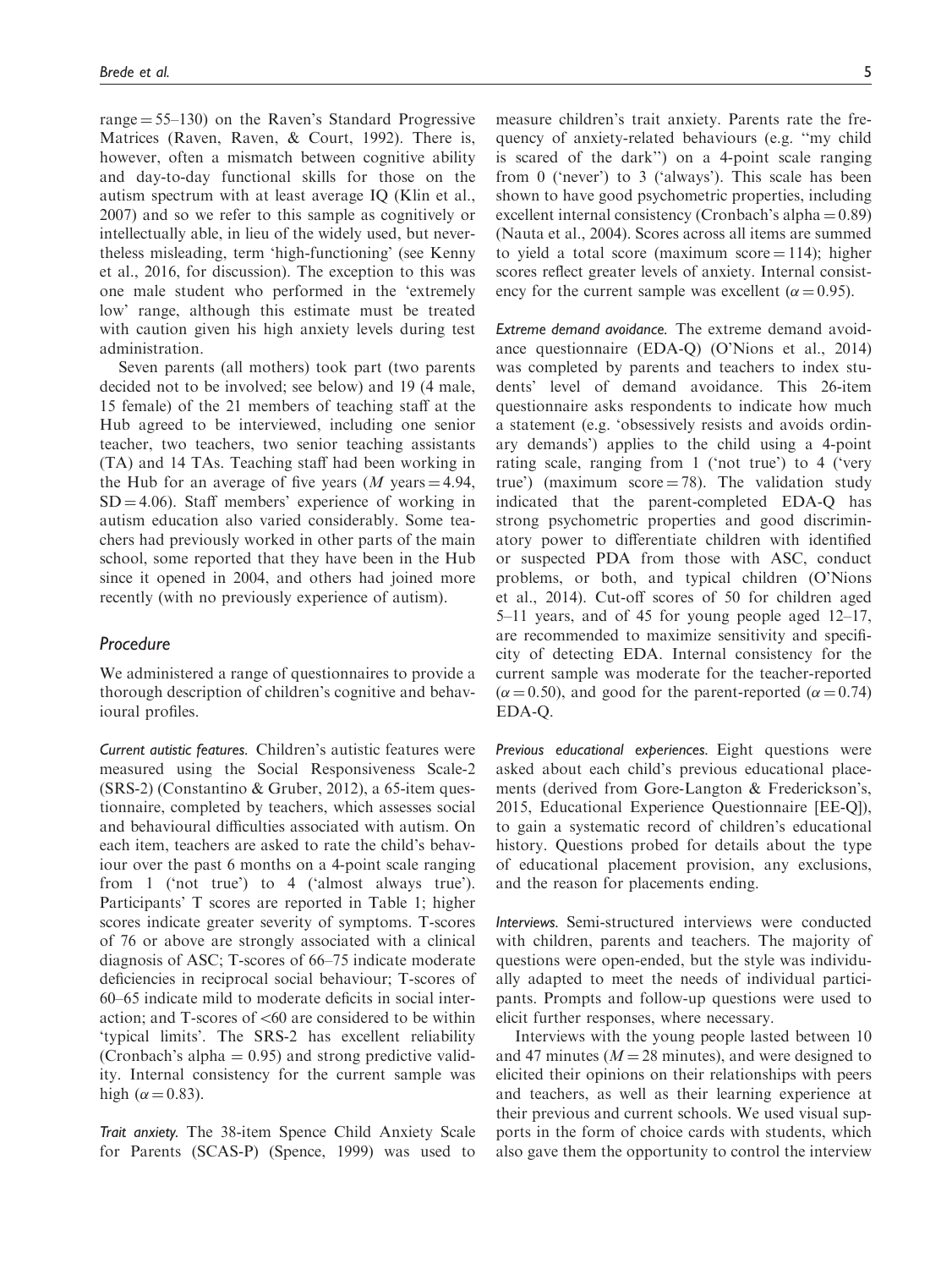range = 55–130) on the Raven's Standard Progressive Matrices (Raven, Raven, & Court, 1992). There is, however, often a mismatch between cognitive ability and day-to-day functional skills for those on the autism spectrum with at least average IQ (Klin et al., 2007) and so we refer to this sample as cognitively or intellectually able, in lieu of the widely used, but nevertheless misleading, term 'high-functioning' (see Kenny et al., 2016, for discussion). The exception to this was one male student who performed in the 'extremely low' range, although this estimate must be treated with caution given his high anxiety levels during test administration.

Seven parents (all mothers) took part (two parents decided not to be involved; see below) and 19 (4 male, 15 female) of the 21 members of teaching staff at the Hub agreed to be interviewed, including one senior teacher, two teachers, two senior teaching assistants (TA) and 14 TAs. Teaching staff had been working in the Hub for an average of five years ($M$ years = 4.94, SD = 4.06). Staff members' experience of working in autism education also varied considerably. Some teachers had previously worked in other parts of the main school, some reported that they have been in the Hub since it opened in 2004, and others had joined more recently (with no previously experience of autism).

## Procedure

We administered a range of questionnaires to provide a thorough description of children's cognitive and behavioural profiles.

*Current autistic features.* Children's autistic features were measured using the Social Responsiveness Scale-2 (SRS-2) (Constantino & Gruber, 2012), a 65-item questionnaire, completed by teachers, which assesses social and behavioural difficulties associated with autism. On each item, teachers are asked to rate the child's behaviour over the past 6 months on a 4-point scale ranging from 1 ('not true') to 4 ('almost always true'). Participants' T scores are reported in Table 1; higher scores indicate greater severity of symptoms. T-scores of 76 or above are strongly associated with a clinical diagnosis of ASC; T-scores of 66–75 indicate moderate deficiencies in reciprocal social behaviour; T-scores of 60–65 indicate mild to moderate deficits in social interaction; and T-scores of <60 are considered to be within 'typical limits'. The SRS-2 has excellent reliability (Cronbach's alpha = 0.95) and strong predictive validity. Internal consistency for the current sample was high ($\alpha = 0.83$).

*Trait anxiety.* The 38-item Spence Child Anxiety Scale for Parents (SCAS-P) (Spence, 1999) was used to measure children's trait anxiety. Parents rate the frequency of anxiety-related behaviours (e.g. "my child is scared of the dark") on a 4-point scale ranging from 0 ('never') to 3 ('always'). This scale has been shown to have good psychometric properties, including excellent internal consistency (Cronbach's alpha = 0.89) (Nauta et al., 2004). Scores across all items are summed to yield a total score (maximum score = 114); higher scores reflect greater levels of anxiety. Internal consistency for the current sample was excellent ($\alpha = 0.95$).

*Extreme demand avoidance.* The extreme demand avoidance questionnaire (EDA-Q) (O'Nions et al., 2014) was completed by parents and teachers to index students' level of demand avoidance. This 26-item questionnaire asks respondents to indicate how much a statement (e.g. 'obsessively resists and avoids ordinary demands') applies to the child using a 4-point rating scale, ranging from 1 ('not true') to 4 ('very true') (maximum score = 78). The validation study indicated that the parent-completed EDA-Q has strong psychometric properties and good discriminatory power to differentiate children with identified or suspected PDA from those with ASC, conduct problems, or both, and typical children (O'Nions et al., 2014). Cut-off scores of 50 for children aged 5–11 years, and of 45 for young people aged 12–17, are recommended to maximize sensitivity and specificity of detecting EDA. Internal consistency for the current sample was moderate for the teacher-reported ($\alpha = 0.50$), and good for the parent-reported ($\alpha = 0.74$) EDA-Q.

*Previous educational experiences.* Eight questions were asked about each child's previous educational placements (derived from Gore-Langton & Frederickson's, 2015, Educational Experience Questionnaire [EE-Q]), to gain a systematic record of children's educational history. Questions probed for details about the type of educational placement provision, any exclusions, and the reason for placements ending.

*Interviews.* Semi-structured interviews were conducted with children, parents and teachers. The majority of questions were open-ended, but the style was individually adapted to meet the needs of individual participants. Prompts and follow-up questions were used to elicit further responses, where necessary.

Interviews with the young people lasted between 10 and 47 minutes ($M$ = 28 minutes), and were designed to elicited their opinions on their relationships with peers and teachers, as well as their learning experience at their previous and current schools. We used visual supports in the form of choice cards with students, which also gave them the opportunity to control the interview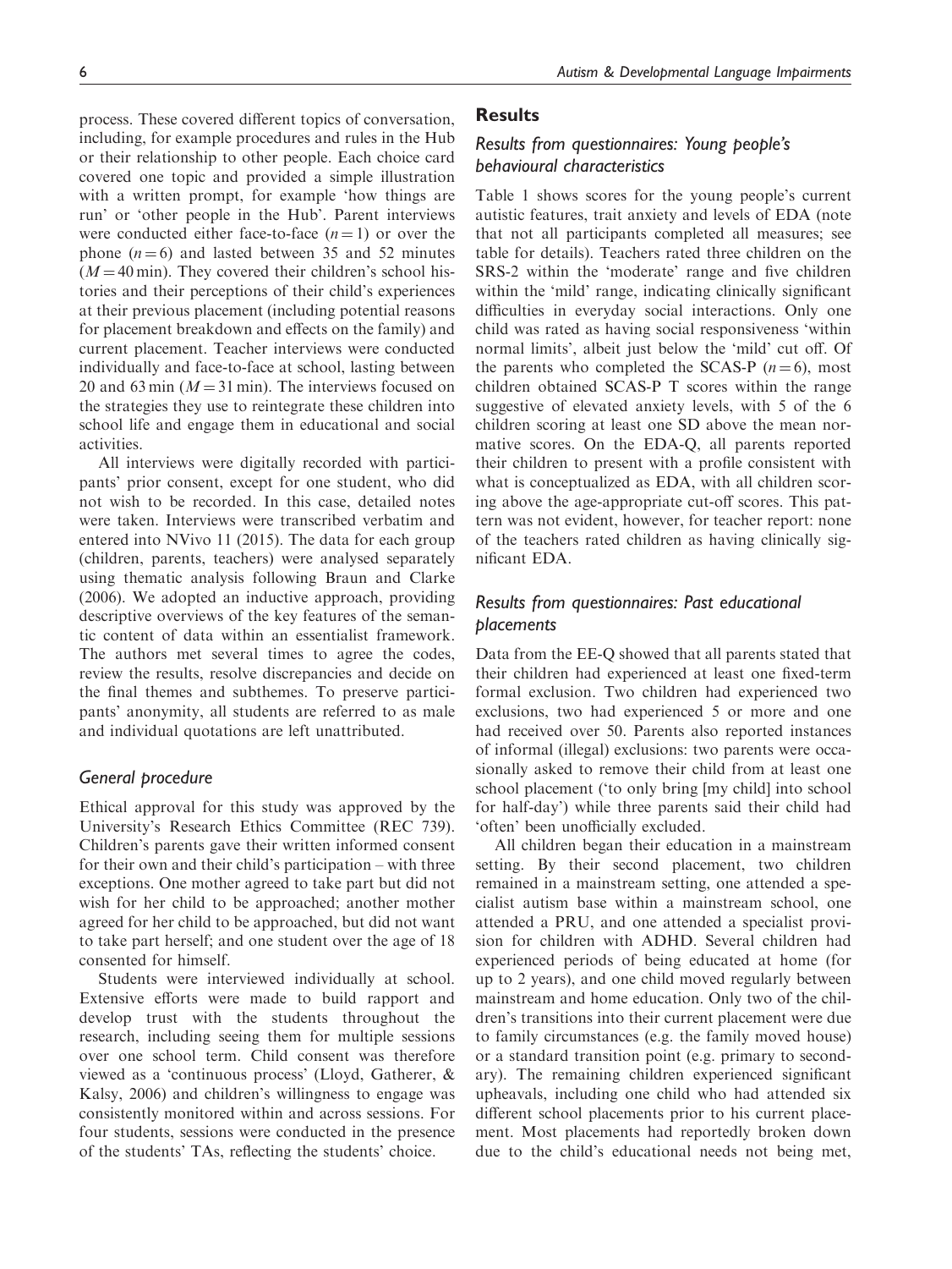process. These covered different topics of conversation, including, for example procedures and rules in the Hub or their relationship to other people. Each choice card covered one topic and provided a simple illustration with a written prompt, for example 'how things are run' or 'other people in the Hub'. Parent interviews were conducted either face-to-face ($n = 1$) or over the phone ($n = 6$) and lasted between 35 and 52 minutes ($M = 40$ min). They covered their children's school histories and their perceptions of their child's experiences at their previous placement (including potential reasons for placement breakdown and effects on the family) and current placement. Teacher interviews were conducted individually and face-to-face at school, lasting between 20 and 63 min ($M = 31$ min). The interviews focused on the strategies they use to reintegrate these children into school life and engage them in educational and social activities.

All interviews were digitally recorded with participants' prior consent, except for one student, who did not wish to be recorded. In this case, detailed notes were taken. Interviews were transcribed verbatim and entered into NVivo 11 (2015). The data for each group (children, parents, teachers) were analysed separately using thematic analysis following Braun and Clarke (2006). We adopted an inductive approach, providing descriptive overviews of the key features of the semantic content of data within an essentialist framework. The authors met several times to agree the codes, review the results, resolve discrepancies and decide on the final themes and subthemes. To preserve participants' anonymity, all students are referred to as male and individual quotations are left unattributed.

### *General procedure*

Ethical approval for this study was approved by the University's Research Ethics Committee (REC 739). Children's parents gave their written informed consent for their own and their child's participation – with three exceptions. One mother agreed to take part but did not wish for her child to be approached; another mother agreed for her child to be approached, but did not want to take part herself; and one student over the age of 18 consented for himself.

Students were interviewed individually at school. Extensive efforts were made to build rapport and develop trust with the students throughout the research, including seeing them for multiple sessions over one school term. Child consent was therefore viewed as a 'continuous process' (Lloyd, Gatherer, & Kalsy, 2006) and children's willingness to engage was consistently monitored within and across sessions. For four students, sessions were conducted in the presence of the students' TAs, reflecting the students' choice.

## Results

### *Results from questionnaires: Young people's behavioural characteristics*

Table 1 shows scores for the young people's current autistic features, trait anxiety and levels of EDA (note that not all participants completed all measures; see table for details). Teachers rated three children on the SRS-2 within the 'moderate' range and five children within the 'mild' range, indicating clinically significant difficulties in everyday social interactions. Only one child was rated as having social responsiveness 'within normal limits', albeit just below the 'mild' cut off. Of the parents who completed the SCAS-P ($n = 6$), most children obtained SCAS-P T scores within the range suggestive of elevated anxiety levels, with 5 of the 6 children scoring at least one SD above the mean normative scores. On the EDA-Q, all parents reported their children to present with a profile consistent with what is conceptualized as EDA, with all children scoring above the age-appropriate cut-off scores. This pattern was not evident, however, for teacher report: none of the teachers rated children as having clinically significant EDA.

### *Results from questionnaires: Past educational placements*

Data from the EE-Q showed that all parents stated that their children had experienced at least one fixed-term formal exclusion. Two children had experienced two exclusions, two had experienced 5 or more and one had received over 50. Parents also reported instances of informal (illegal) exclusions: two parents were occasionally asked to remove their child from at least one school placement ('to only bring [my child] into school for half-day') while three parents said their child had 'often' been unofficially excluded.

All children began their education in a mainstream setting. By their second placement, two children remained in a mainstream setting, one attended a specialist autism base within a mainstream school, one attended a PRU, and one attended a specialist provision for children with ADHD. Several children had experienced periods of being educated at home (for up to 2 years), and one child moved regularly between mainstream and home education. Only two of the children's transitions into their current placement were due to family circumstances (e.g. the family moved house) or a standard transition point (e.g. primary to secondary). The remaining children experienced significant upheavals, including one child who had attended six different school placements prior to his current placement. Most placements had reportedly broken down due to the child's educational needs not being met,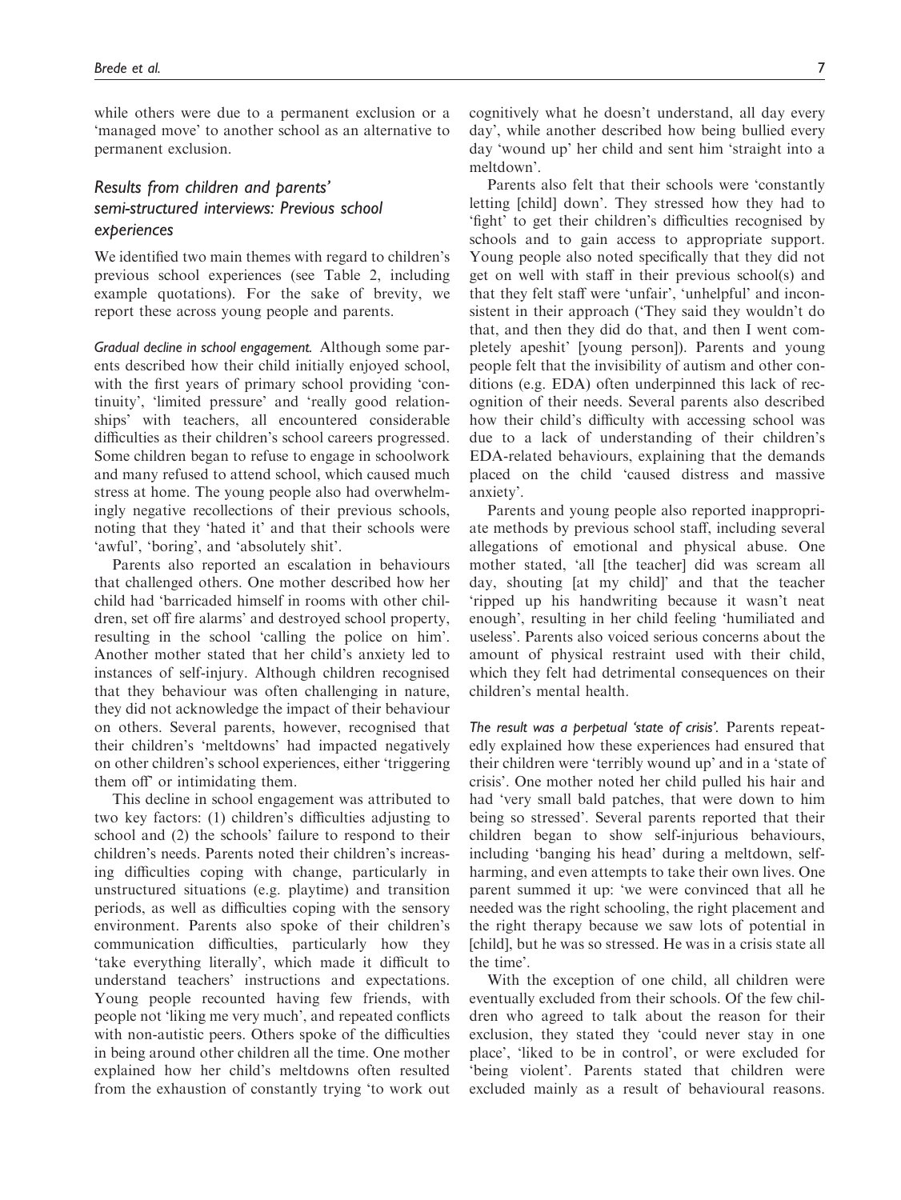while others were due to a permanent exclusion or a 'managed move' to another school as an alternative to permanent exclusion.

### Results from children and parents' semi-structured interviews: Previous school experiences

We identified two main themes with regard to children's previous school experiences (see Table 2, including example quotations). For the sake of brevity, we report these across young people and parents.

*Gradual decline in school engagement.* Although some parents described how their child initially enjoyed school, with the first years of primary school providing 'continuity', 'limited pressure' and 'really good relationships' with teachers, all encountered considerable difficulties as their children's school careers progressed. Some children began to refuse to engage in schoolwork and many refused to attend school, which caused much stress at home. The young people also had overwhelmingly negative recollections of their previous schools, noting that they 'hated it' and that their schools were 'awful', 'boring', and 'absolutely shit'.

Parents also reported an escalation in behaviours that challenged others. One mother described how her child had 'barricaded himself in rooms with other children, set off fire alarms' and destroyed school property, resulting in the school 'calling the police on him'. Another mother stated that her child's anxiety led to instances of self-injury. Although children recognised that they behaviour was often challenging in nature, they did not acknowledge the impact of their behaviour on others. Several parents, however, recognised that their children's 'meltdowns' had impacted negatively on other children's school experiences, either 'triggering them off' or intimidating them.

This decline in school engagement was attributed to two key factors: (1) children's difficulties adjusting to school and (2) the schools' failure to respond to their children's needs. Parents noted their children's increasing difficulties coping with change, particularly in unstructured situations (e.g. playtime) and transition periods, as well as difficulties coping with the sensory environment. Parents also spoke of their children's communication difficulties, particularly how they 'take everything literally', which made it difficult to understand teachers' instructions and expectations. Young people recounted having few friends, with people not 'liking me very much', and repeated conflicts with non-autistic peers. Others spoke of the difficulties in being around other children all the time. One mother explained how her child's meltdowns often resulted from the exhaustion of constantly trying 'to work out cognitively what he doesn't understand, all day every day', while another described how being bullied every day 'wound up' her child and sent him 'straight into a meltdown'.

Parents also felt that their schools were 'constantly letting [child] down'. They stressed how they had to 'fight' to get their children's difficulties recognised by schools and to gain access to appropriate support. Young people also noted specifically that they did not get on well with staff in their previous school(s) and that they felt staff were 'unfair', 'unhelpful' and inconsistent in their approach ('They said they wouldn't do that, and then they did do that, and then I went completely apeshit' [young person]). Parents and young people felt that the invisibility of autism and other conditions (e.g. EDA) often underpinned this lack of recognition of their needs. Several parents also described how their child's difficulty with accessing school was due to a lack of understanding of their children's EDA-related behaviours, explaining that the demands placed on the child 'caused distress and massive anxiety'.

Parents and young people also reported inappropriate methods by previous school staff, including several allegations of emotional and physical abuse. One mother stated, 'all [the teacher] did was scream all day, shouting [at my child]' and that the teacher 'ripped up his handwriting because it wasn't neat enough', resulting in her child feeling 'humiliated and useless'. Parents also voiced serious concerns about the amount of physical restraint used with their child, which they felt had detrimental consequences on their children's mental health.

*The result was a perpetual 'state of crisis'.* Parents repeatedly explained how these experiences had ensured that their children were 'terribly wound up' and in a 'state of crisis'. One mother noted her child pulled his hair and had 'very small bald patches, that were down to him being so stressed'. Several parents reported that their children began to show self-injurious behaviours, including 'banging his head' during a meltdown, self-harming, and even attempts to take their own lives. One parent summed it up: 'we were convinced that all he needed was the right schooling, the right placement and the right therapy because we saw lots of potential in [child], but he was so stressed. He was in a crisis state all the time'.

With the exception of one child, all children were eventually excluded from their schools. Of the few children who agreed to talk about the reason for their exclusion, they stated they 'could never stay in one place', 'liked to be in control', or were excluded for 'being violent'. Parents stated that children were excluded mainly as a result of behavioural reasons.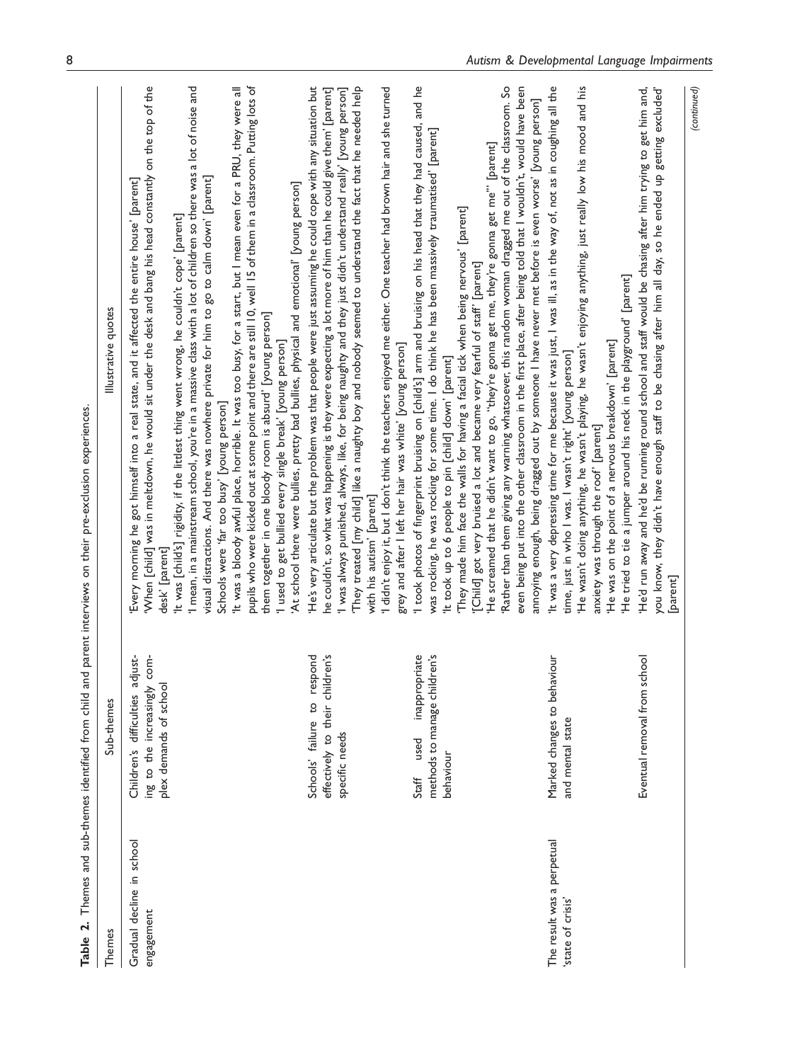**Table 2.** Themes and sub-themes identified from child and parent interviews on their pre-exclusion experiences.

| Themes | Sub-themes | Illustrative quotes |
|---|---|---|
| Gradual decline in school engagement | Children's difficulties adjusting to the increasingly complex demands of school | 'Every morning he got himself into a real state, and it affected the entire house' [parent]<br>'When [child] was in meltdown, he would sit under the desk and bang his head constantly on the top of the desk' [parent]<br>'It was [child's] rigidity, if the littlest thing went wrong, he couldn't cope' [parent]<br>'I mean, in a mainstream school, you're in a massive class with a lot of children so there was a lot of noise and visual distractions. And there was nowhere private for him to go to calm down' [parent]<br>Schools were 'far too busy' [young person]<br>'It was a bloody awful place, horrible. It was too busy, for a start, but I mean even for a PRU, they were all pupils who were kicked out at some point and there are still 10, well 15 of them in a classroom. Putting lots of them together in one bloody room is absurd' [young person]<br>'I used to get bullied every single break' [young person]<br>'At school there were bullies, pretty bad bullies, physical and emotional' [young person] |
| | Schools' failure to respond effectively to their children's specific needs | 'He's very articulate but the problem was that people were just assuming he could cope with any situation but he couldn't, so what was happening is they were expecting a lot more of him than he could give them' [parent]<br>'I was always punished, always, like, for being naughty and they just didn't understand really' [young person]<br>'They treated [my child] like a naughty boy and nobody seemed to understand the fact that he needed help with his autism' [parent]<br>'I didn't enjoy it, but I don't think the teachers enjoyed me either. One teacher had brown hair and she turned grey and after I left her hair was white' [young person] |
| | Staff used inappropriate methods to manage children's behaviour | 'I took photos of fingerprint bruising on [child's] arm and bruising on his head that they had caused, and he was rocking, he was rocking for some time. I do think he has been massively traumatised' [parent]<br>'It took up to 6 people to pin [child] down' [parent]<br>'They made him face the walls for having a facial tick when being nervous' [parent]<br>'[Child] got very bruised a lot and became very fearful of staff' [parent]<br>'He screamed that he didn't want to go, "they're gonna get me, they're gonna get me"' [parent]<br>'Rather than them giving any warning whatsoever, this random woman dragged me out of the classroom. So even being put into the other classroom in the first place, after being told that I wouldn't, would have been annoying enough, being dragged out by someone I have never met before is even worse' [young person] |
| The result was a perpetual 'state of crisis' | Marked changes to behaviour and mental state | 'It was a very depressing time for me because it was just, I was ill, as in the way of, not as in coughing all the time, just in who I was. I wasn't right' [young person]<br>'He wasn't doing anything, he wasn't playing, he wasn't enjoying anything, just really low his mood and his anxiety was through the roof' [parent]<br>'He was on the point of a nervous breakdown' [parent]<br>'He tried to tie a jumper around his neck in the playground' [parent] |
| | Eventual removal from school | 'He'd run away and he'd be running round school and staff would be chasing after him trying to get him and, you know, they didn't have enough staff to be chasing after him all day, so he ended up getting excluded' [parent] |

(continued)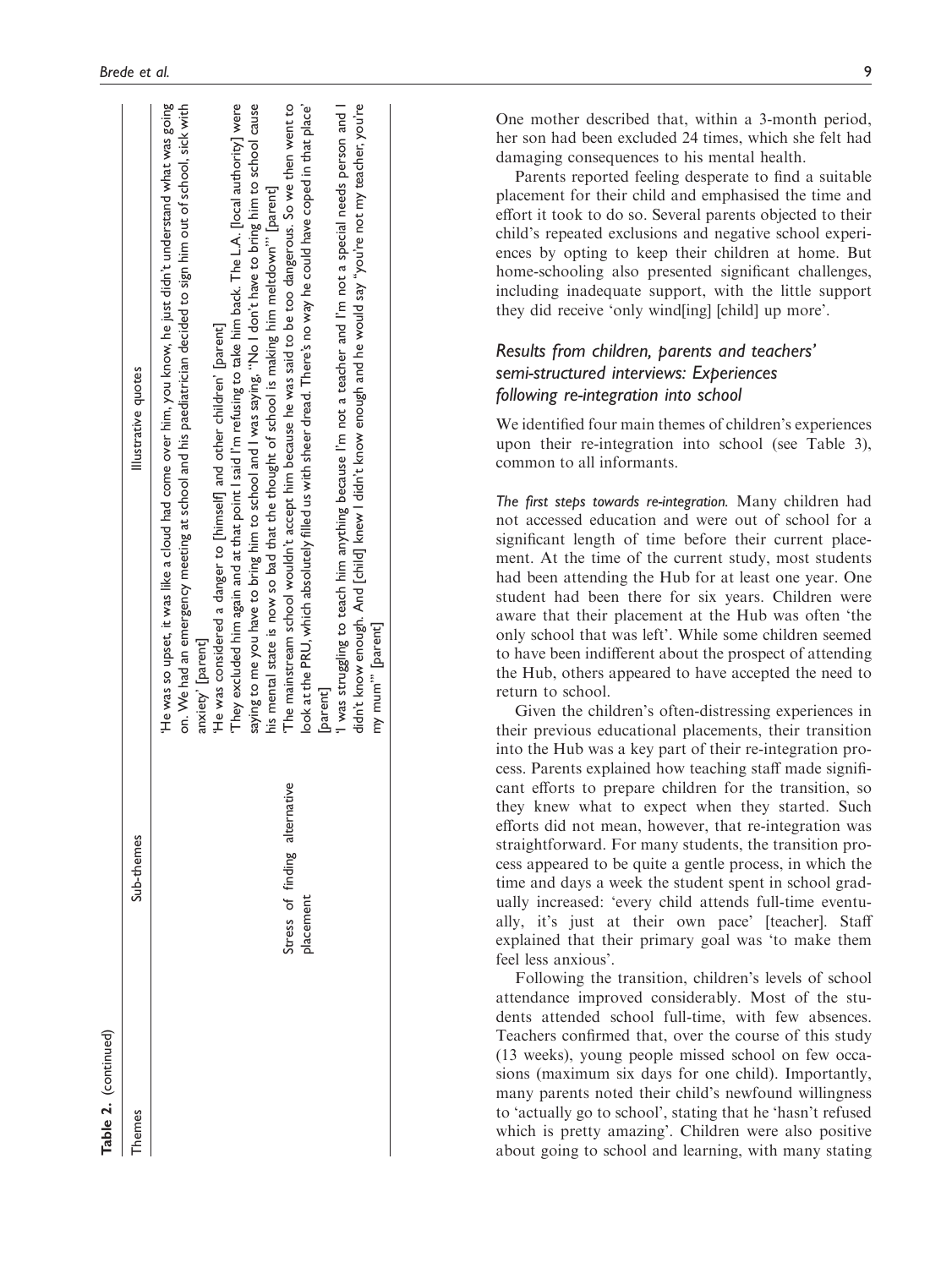**Table 2.** (continued)

| Themes | Sub-themes | Illustrative quotes |
|---|---|---|
| | | 'He was so upset, it was like a cloud had come over him, you know, he just didn't understand what was going on. We had an emergency meeting at school and his paediatrician decided to sign him out of school, sick with anxiety' [parent] |
| | | 'He was considered a danger to [himself] and other children' [parent] |
| | | 'They excluded him again and at that point I said I'm refusing to take him back. The L.A. [local authority] were saying to me you have to bring him to school and I was saying, "No I don't have to bring him to school cause his mental state is now so bad that the thought of school is making him meltdown"' [parent] |
| | Stress of finding alternative placement | 'The mainstream school wouldn't accept him because he was said to be too dangerous. So we then went to look at the PRU, which absolutely filled us with sheer dread. There's no way he could have coped in that place' [parent] |
| | | 'I was struggling to teach him anything because I'm not a teacher and I'm not a special needs person and I didn't know enough. And [child] knew I didn't know enough and he would say "you're not my teacher, you're my mum"' [parent] |

One mother described that, within a 3-month period, her son had been excluded 24 times, which she felt had damaging consequences to his mental health.

Parents reported feeling desperate to find a suitable placement for their child and emphasised the time and effort it took to do so. Several parents objected to their child's repeated exclusions and negative school experiences by opting to keep their children at home. But home-schooling also presented significant challenges, including inadequate support, with the little support they did receive 'only wind[ing] [child] up more'.

## *Results from children, parents and teachers' semi-structured interviews: Experiences following re-integration into school*

We identified four main themes of children's experiences upon their re-integration into school (see Table 3), common to all informants.

*The first steps towards re-integration.* Many children had not accessed education and were out of school for a significant length of time before their current placement. At the time of the current study, most students had been attending the Hub for at least one year. One student had been there for six years. Children were aware that their placement at the Hub was often 'the only school that was left'. While some children seemed to have been indifferent about the prospect of attending the Hub, others appeared to have accepted the need to return to school.

Given the children's often-distressing experiences in their previous educational placements, their transition into the Hub was a key part of their re-integration process. Parents explained how teaching staff made significant efforts to prepare children for the transition, so they knew what to expect when they started. Such efforts did not mean, however, that re-integration was straightforward. For many students, the transition process appeared to be quite a gentle process, in which the time and days a week the student spent in school gradually increased: 'every child attends full-time eventually, it's just at their own pace' [teacher]. Staff explained that their primary goal was 'to make them feel less anxious'.

Following the transition, children's levels of school attendance improved considerably. Most of the students attended school full-time, with few absences. Teachers confirmed that, over the course of this study (13 weeks), young people missed school on few occasions (maximum six days for one child). Importantly, many parents noted their child's newfound willingness to 'actually go to school', stating that he 'hasn't refused which is pretty amazing'. Children were also positive about going to school and learning, with many stating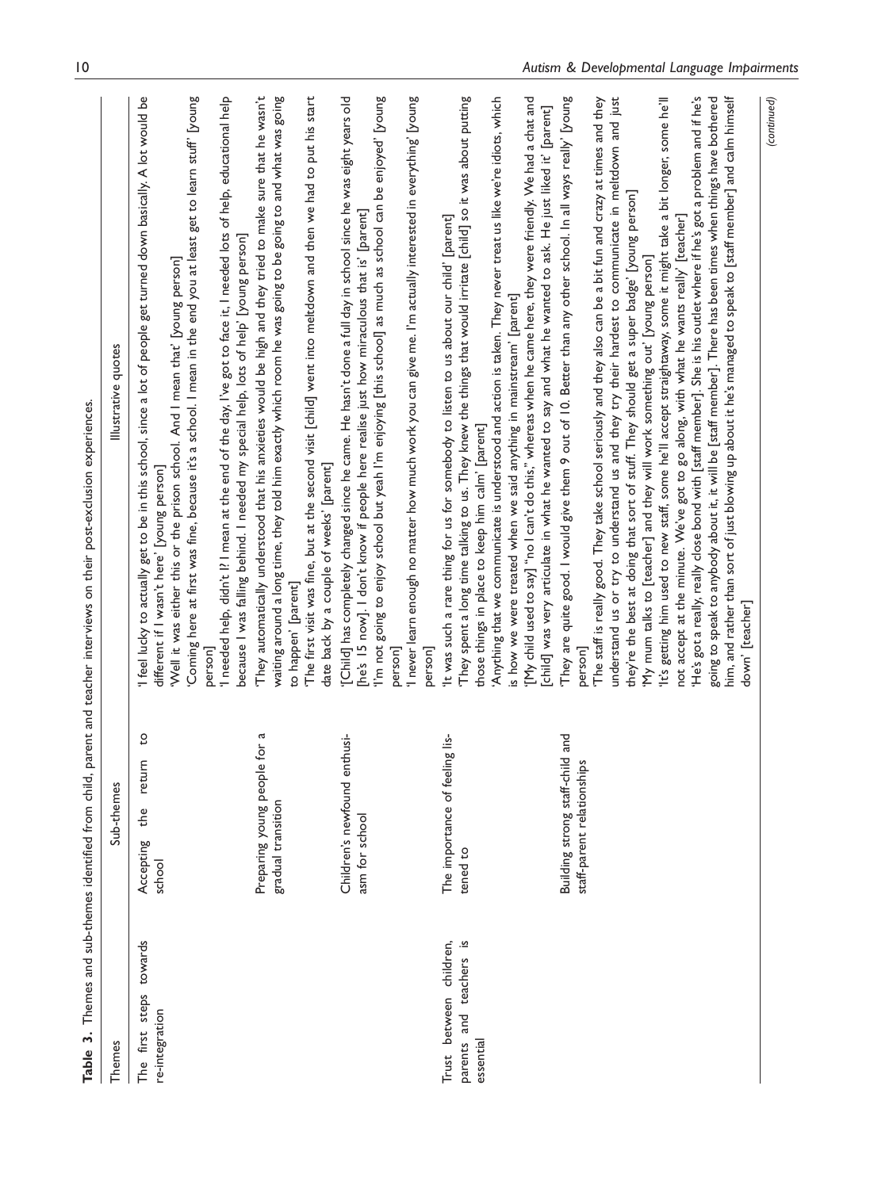**Table 3.** Themes and sub-themes identified from child, parent and teacher interviews on their post-exclusion experiences.

| Themes | Sub-themes | Illustrative quotes |
|---|---|---|
| The first steps towards re-integration | Accepting the return to school | 'I feel lucky to actually get to be in this school, since a lot of people get turned down basically. A lot would be different if I wasn't here' [young person]<br>'Well it was either this or the prison school. And I mean that' [young person]<br>'Coming here at first was fine, because it's a school. I mean in the end you at least get to learn stuff' [young person]<br>'I needed help, didn't I? I mean at the end of the day, I've got to face it, I needed lots of help, educational help because I was falling behind. I needed my special help, lots of help' [young person] |
| | Preparing young people for a gradual transition | 'They automatically understood that his anxieties would be high and they tried to make sure that he wasn't waiting around a long time, they told him exactly which room he was going to be going to and what was going to happen' [parent]<br>'The first visit was fine, but at the second visit [child] went into meltdown and then we had to put his start date back by a couple of weeks' [parent] |
| | Children's newfound enthusiasm for school | '[Child] has completely changed since he came. He hasn't done a full day in school since he was eight years old [he's 15 now]. I don't know if people here realise just how miraculous that is' [parent]<br>'I'm not going to enjoy school but yeah I'm enjoying [this school] as much as school can be enjoyed' [young person]<br>'I never learn enough no matter how much work you can give me. I'm actually interested in everything' [young person] |
| Trust between children, parents and teachers is essential | The importance of feeling listened to | 'It was such a rare thing for us for somebody to listen to us about our child' [parent]<br>'They spent a long time talking to us. They knew the things that would irritate [child] so it was about putting those things in place to keep him calm' [parent]<br>'Anything that we communicate is understood and action is taken. They never treat us like we're idiots, which is how we were treated when we said anything in mainstream' [parent]<br>'[My child used to say] "no I can't do this," whereas when he came here, they were friendly. We had a chat and [child] was very articulate in what he wanted to say and what he wanted to ask. He just liked it' [parent] |
| | Building strong staff-child and staff-parent relationships | 'They are quite good. I would give them 9 out of 10. Better than any other school. In all ways really' [young person]<br>'The staff is really good. They take school seriously and they also can be a bit fun and crazy at times and they understand us or try to understand us and they try their hardest to communicate in meltdown and just they're the best at doing that sort of stuff. They should get a super badge' [young person]<br>'My mum talks to [teacher] and they will work something out' [young person]<br>'It's getting him used to new staff, some he'll accept straightaway, some it might take a bit longer, some he'll not accept at the minute. We've got to go along, with what he wants really' [teacher]<br>'He's got a really, really close bond with [staff member]. She is his outlet where if he's got a problem and if he's going to speak to anybody about it, it will be [staff member]. There has been times when things have bothered him, and rather than sort of just blowing up about it he's managed to speak to [staff member] and calm himself down' [teacher] |

(continued)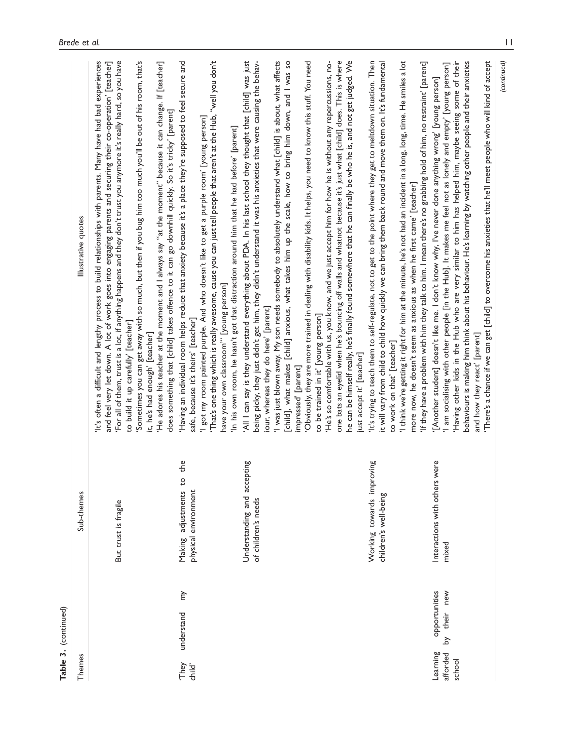**Table 3.** (continued)

| Themes | Sub-themes | Illustrative quotes |
|---|---|---|
| | | 'It's often a difficult and lengthy process to build relationships with parents. Many have had bad experiences and feel very let down. A lot of work goes into engaging parents and securing their co-operation' [teacher] |
| | But trust is fragile | 'For all of them, trust is a lot, if anything happens and they don't trust you anymore it's really hard, so you have to build it up carefully' [teacher]<br>'Sometimes you can get away with so much, but then if you bug him too much you'll be out of his room, that's it, he's had enough' [teacher]<br>'He adores his teacher at the moment and I always say "at the moment" because it can change. If [teacher] does something that [child] takes offence to it can go downhill quickly. So it's tricky' [parent] |
| 'They understand my child' | Making adjustments to the physical environment | 'Having an individual room helps reduce that anxiety because it's a place they're supposed to feel secure and safe, because it's theirs' [teacher]<br>'I got my room painted purple. And who doesn't like to get a purple room' [young person]<br>'That's one thing which is really awesome, cause you can just tell people that aren't at the Hub, "well you don't have your own classroom"' [young person]<br>'In his own room, he hasn't got that distraction around him that he had before' [parent] |
| | Understanding and accepting of children's needs | 'All I can say is they understand everything about PDA. In his last school they thought that [child] was just being picky, they just didn't get him, they didn't understand it was his anxieties that were causing the behaviour, whereas they do here' [parent]<br>'I was just blown away. My son needs somebody to absolutely understand what [child] is about, what affects [child], what makes [child] anxious, what takes him up the scale, how to bring him down, and I was so impressed' [parent]<br>'Obviously, they are more trained in dealing with disability kids. It helps, you need to know this stuff. You need to be trained in it' [young person]<br>'He's so comfortable with us, you know, and we just accept him for how he is without any repercussions, no-one bats an eyelid when he's bouncing off walls and whatnot because it's just what [child] does. This is where he can be himself really, he's finally found somewhere that he can finally be who he is, and not get judged. We just accept it' [teacher] |
| | Working towards improving children's well-being | 'It's trying to teach them to self-regulate, not to get to the point where they get to meltdown situation. Then it will vary from child to child how quickly we can bring them back round and move them on. It's fundamental to work on that' [teacher]<br>'I think we're getting it right for him at the minute, he's not had an incident in a long, long, time. He smiles a lot more now, he doesn't seem as anxious as when he first came' [teacher]<br>'If they have a problem with him they talk to him. I mean there's no grabbing hold of him, no restraint' [parent] |
| Learning opportunities afforded by their new school | Interactions with others were mixed | '[Another student] doesn't like me. I don't know why, I've never done anything wrong' [young person]<br>'I am socialising with other people [in the Hub]. It makes me feel not as lonely and empty' [young person]<br>'Having other kids in the Hub who are very similar to him has helped him, maybe seeing some of their behaviours is making him think about his behaviour. He's learning by watching other people and their anxieties and how they react' [parent]<br>'There's a chance if we can get [child] to overcome his anxieties that he'll meet people who will kind of accept |

(continued)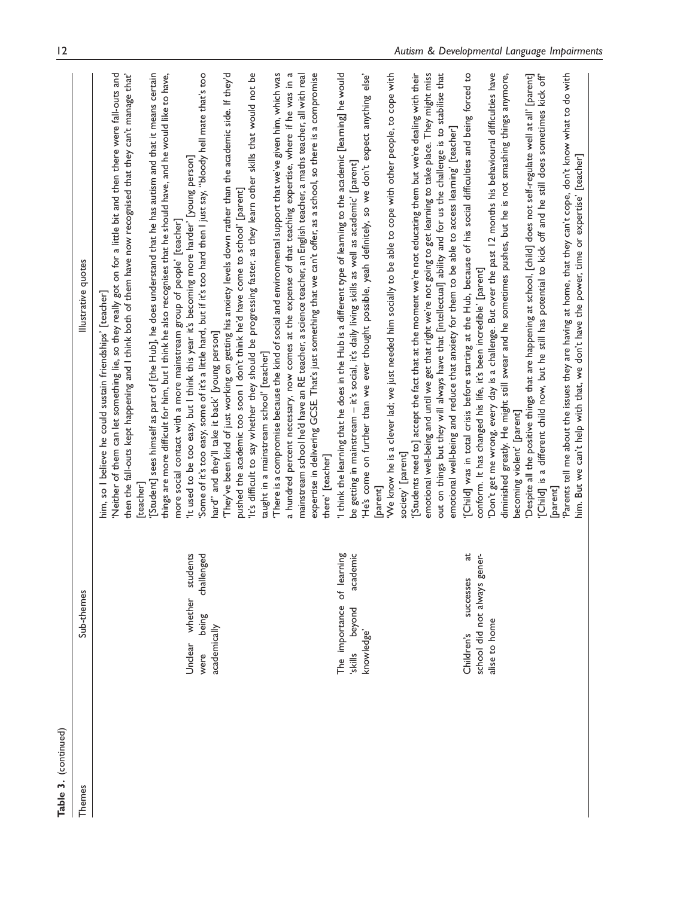**Table 3.** (continued)

| Themes | Sub-themes | Illustrative quotes |
|---|---|---|
| | | him, so I believe he could sustain friendships' [teacher] |
| | | 'Neither of them can let something lie, so they really got on for a little bit and then there were fall-outs and then the fall-outs kept happening and I think both of them have now recognised that they can't manage that' [teacher] |
| | | '[Student] sees himself as part of [the Hub], he does understand that he has autism and that it means certain things are more difficult for him, but I think he also recognises that he should have, and he would like to have, more social contact with a more mainstream group of people' [teacher] |
| | Unclear whether students were being challenged academically | 'It used to be too easy, but I think this year it's becoming more harder' [young person] |
| | | 'Some of it's too easy, some of it's a little hard, but if it's too hard then I just say, "bloody hell mate that's too hard" and they'll take it back' [young person] |
| | | 'They've been kind of just working on getting his anxiety levels down rather than the academic side. If they'd pushed the academic too soon I don't think he'd have come to school' [parent] |
| | | 'It's difficult to say whether they should be progressing faster, as they learn other skills that would not be taught in a mainstream school' [teacher] |
| | | 'There is a compromise because the kind of social and environmental support that we've given him, which was a hundred percent necessary, now comes at the expense of that teaching expertise, where if he was in a mainstream school he'd have an RE teacher, a science teacher, an English teacher, a maths teacher, all with real expertise in delivering GCSE. That's just something that we can't offer, as a school, so there is a compromise there' [teacher] |
| | The importance of learning 'skills beyond academic knowledge' | 'I think the learning that he does in the Hub is a different type of learning to the academic [learning] he would be getting in mainstream – it's social, it's daily living skills as well as academic' [parent] |
| | | 'He's come on further than we ever thought possible, yeah definitely, so we don't expect anything else' [parent] |
| | | 'We know he is a clever lad; we just needed him socially to be able to cope with other people, to cope with society' [parent] |
| | | '[Students need to] accept the fact that at the moment we're not educating them but we're dealing with their emotional well-being and until we get that right we're not going to get learning to take place. They might miss out on things but they will always have that [intellectual] ability and for us the challenge is to stabilise that emotional well-being and reduce that anxiety for them to be able to access learning' [teacher] |
| | Children's successes at school did not always generalise to home | '[Child] was in total crisis before starting at the Hub, because of his social difficulties and being forced to conform. It has changed his life, it's been incredible' [parent] |
| | | 'Don't get me wrong, every day is a challenge. But over the past 12 months his behavioural difficulties have diminished greatly. He might still swear and he sometimes pushes, but he is not smashing things anymore, becoming violent' [parent] |
| | | 'Despite all the positive things that are happening at school, [child] does not self-regulate well at all' [parent] |
| | | '[Child] is a different child now, but he still has potential to kick off and he still does sometimes kick off' [parent] |
| | | 'Parents tell me about the issues they are having at home, that they can't cope, don't know what to do with him. But we can't help with that, we don't have the power, time or expertise' [teacher] |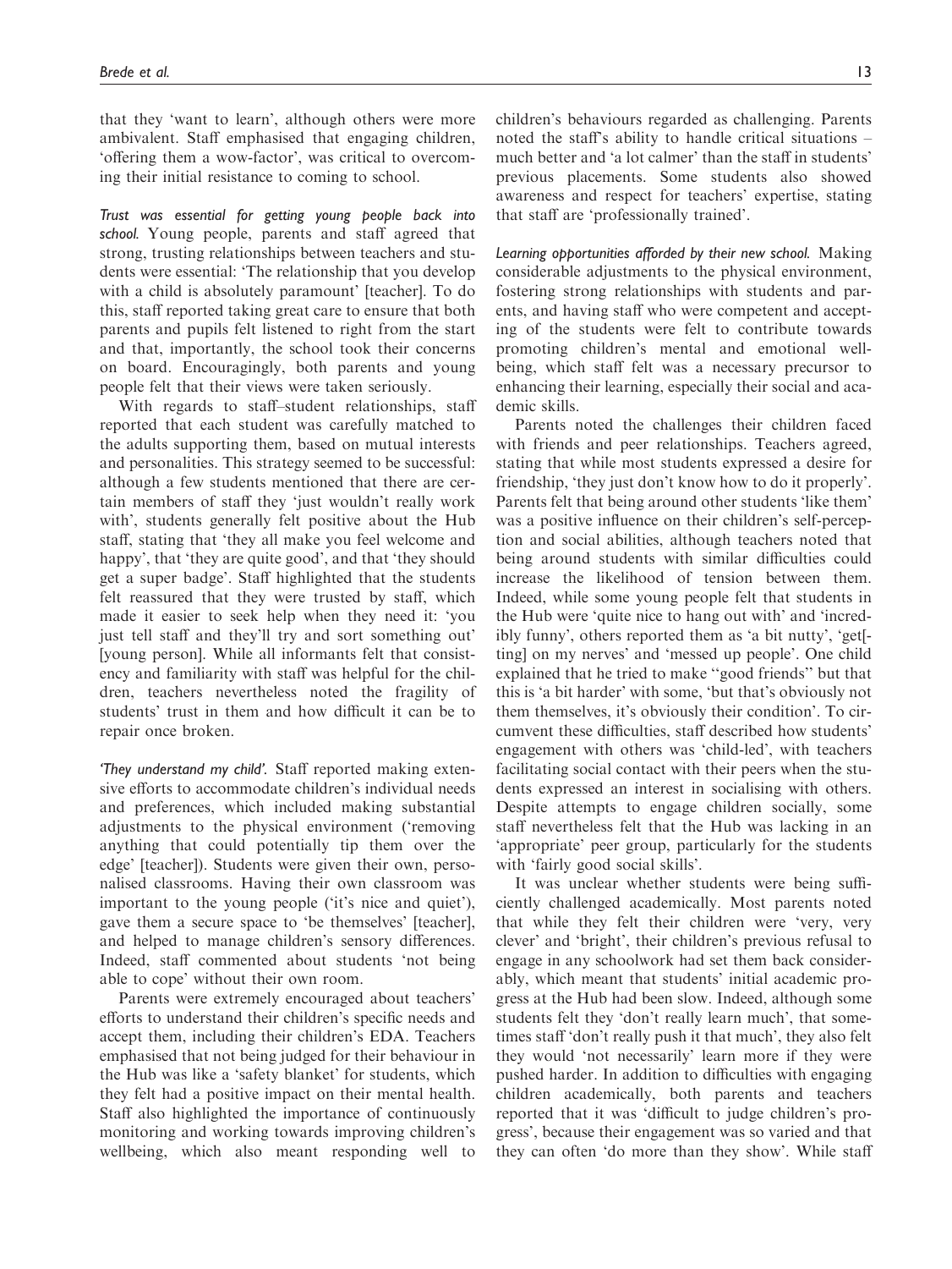that they 'want to learn', although others were more ambivalent. Staff emphasised that engaging children, 'offering them a wow-factor', was critical to overcoming their initial resistance to coming to school.

*Trust was essential for getting young people back into school.* Young people, parents and staff agreed that strong, trusting relationships between teachers and students were essential: 'The relationship that you develop with a child is absolutely paramount' [teacher]. To do this, staff reported taking great care to ensure that both parents and pupils felt listened to right from the start and that, importantly, the school took their concerns on board. Encouragingly, both parents and young people felt that their views were taken seriously.

With regards to staff–student relationships, staff reported that each student was carefully matched to the adults supporting them, based on mutual interests and personalities. This strategy seemed to be successful: although a few students mentioned that there are certain members of staff they 'just wouldn't really work with', students generally felt positive about the Hub staff, stating that 'they all make you feel welcome and happy', that 'they are quite good', and that 'they should get a super badge'. Staff highlighted that the students felt reassured that they were trusted by staff, which made it easier to seek help when they need it: 'you just tell staff and they'll try and sort something out' [young person]. While all informants felt that consistency and familiarity with staff was helpful for the children, teachers nevertheless noted the fragility of students' trust in them and how difficult it can be to repair once broken.

*'They understand my child'.* Staff reported making extensive efforts to accommodate children's individual needs and preferences, which included making substantial adjustments to the physical environment ('removing anything that could potentially tip them over the edge' [teacher]). Students were given their own, personalised classrooms. Having their own classroom was important to the young people ('it's nice and quiet'), gave them a secure space to 'be themselves' [teacher], and helped to manage children's sensory differences. Indeed, staff commented about students 'not being able to cope' without their own room.

Parents were extremely encouraged about teachers' efforts to understand their children's specific needs and accept them, including their children's EDA. Teachers emphasised that not being judged for their behaviour in the Hub was like a 'safety blanket' for students, which they felt had a positive impact on their mental health. Staff also highlighted the importance of continuously monitoring and working towards improving children's wellbeing, which also meant responding well to children's behaviours regarded as challenging. Parents noted the staff's ability to handle critical situations – much better and 'a lot calmer' than the staff in students' previous placements. Some students also showed awareness and respect for teachers' expertise, stating that staff are 'professionally trained'.

*Learning opportunities afforded by their new school.* Making considerable adjustments to the physical environment, fostering strong relationships with students and parents, and having staff who were competent and accepting of the students were felt to contribute towards promoting children's mental and emotional wellbeing, which staff felt was a necessary precursor to enhancing their learning, especially their social and academic skills.

Parents noted the challenges their children faced with friends and peer relationships. Teachers agreed, stating that while most students expressed a desire for friendship, 'they just don't know how to do it properly'. Parents felt that being around other students 'like them' was a positive influence on their children's self-perception and social abilities, although teachers noted that being around students with similar difficulties could increase the likelihood of tension between them. Indeed, while some young people felt that students in the Hub were 'quite nice to hang out with' and 'incredibly funny', others reported them as 'a bit nutty', 'get[ting] on my nerves' and 'messed up people'. One child explained that he tried to make "good friends" but that this is 'a bit harder' with some, 'but that's obviously not them themselves, it's obviously their condition'. To circumvent these difficulties, staff described how students' engagement with others was 'child-led', with teachers facilitating social contact with their peers when the students expressed an interest in socialising with others. Despite attempts to engage children socially, some staff nevertheless felt that the Hub was lacking in an 'appropriate' peer group, particularly for the students with 'fairly good social skills'.

It was unclear whether students were being sufficiently challenged academically. Most parents noted that while they felt their children were 'very, very clever' and 'bright', their children's previous refusal to engage in any schoolwork had set them back considerably, which meant that students' initial academic progress at the Hub had been slow. Indeed, although some students felt they 'don't really learn much', that sometimes staff 'don't really push it that much', they also felt they would 'not necessarily' learn more if they were pushed harder. In addition to difficulties with engaging children academically, both parents and teachers reported that it was 'difficult to judge children's progress', because their engagement was so varied and that they can often 'do more than they show'. While staff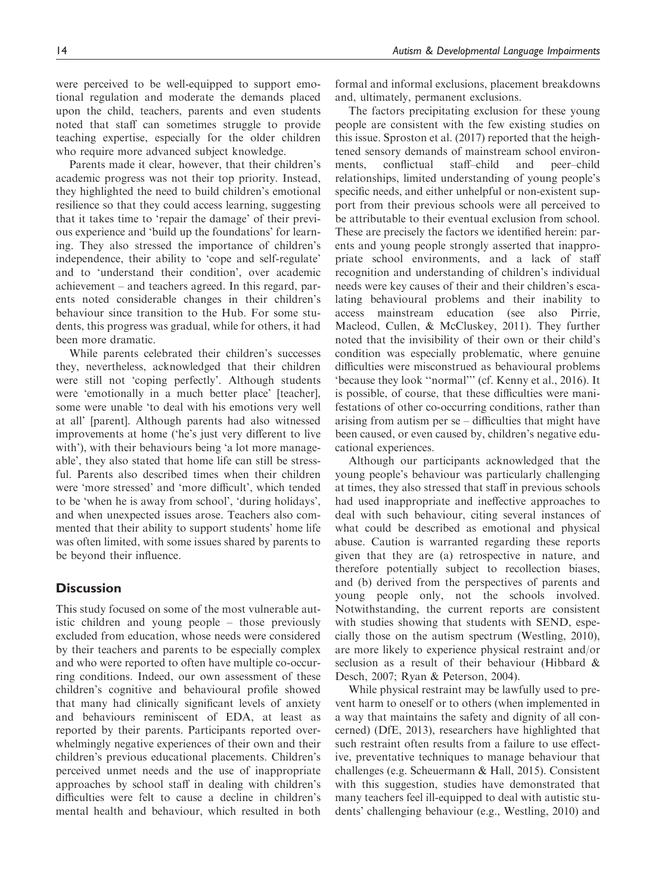were perceived to be well-equipped to support emotional regulation and moderate the demands placed upon the child, teachers, parents and even students noted that staff can sometimes struggle to provide teaching expertise, especially for the older children who require more advanced subject knowledge.

Parents made it clear, however, that their children's academic progress was not their top priority. Instead, they highlighted the need to build children's emotional resilience so that they could access learning, suggesting that it takes time to 'repair the damage' of their previous experience and 'build up the foundations' for learning. They also stressed the importance of children's independence, their ability to 'cope and self-regulate' and to 'understand their condition', over academic achievement – and teachers agreed. In this regard, parents noted considerable changes in their children's behaviour since transition to the Hub. For some students, this progress was gradual, while for others, it had been more dramatic.

While parents celebrated their children's successes they, nevertheless, acknowledged that their children were still not 'coping perfectly'. Although students were 'emotionally in a much better place' [teacher], some were unable 'to deal with his emotions very well at all' [parent]. Although parents had also witnessed improvements at home ('he's just very different to live with'), with their behaviours being 'a lot more manageable', they also stated that home life can still be stressful. Parents also described times when their children were 'more stressed' and 'more difficult', which tended to be 'when he is away from school', 'during holidays', and when unexpected issues arose. Teachers also commented that their ability to support students' home life was often limited, with some issues shared by parents to be beyond their influence.

## Discussion

This study focused on some of the most vulnerable autistic children and young people – those previously excluded from education, whose needs were considered by their teachers and parents to be especially complex and who were reported to often have multiple co-occurring conditions. Indeed, our own assessment of these children's cognitive and behavioural profile showed that many had clinically significant levels of anxiety and behaviours reminiscent of EDA, at least as reported by their parents. Participants reported overwhelmingly negative experiences of their own and their children's previous educational placements. Children's perceived unmet needs and the use of inappropriate approaches by school staff in dealing with children's difficulties were felt to cause a decline in children's mental health and behaviour, which resulted in both formal and informal exclusions, placement breakdowns and, ultimately, permanent exclusions.

The factors precipitating exclusion for these young people are consistent with the few existing studies on this issue. Sproston et al. (2017) reported that the heightened sensory demands of mainstream school environments, conflictual staff–child and peer–child relationships, limited understanding of young people's specific needs, and either unhelpful or non-existent support from their previous schools were all perceived to be attributable to their eventual exclusion from school. These are precisely the factors we identified herein: parents and young people strongly asserted that inappropriate school environments, and a lack of staff recognition and understanding of children's individual needs were key causes of their and their children's escalating behavioural problems and their inability to access mainstream education (see also Pirrie, Macleod, Cullen, & McCluskey, 2011). They further noted that the invisibility of their own or their child's condition was especially problematic, where genuine difficulties were misconstrued as behavioural problems 'because they look "normal"' (cf. Kenny et al., 2016). It is possible, of course, that these difficulties were manifestations of other co-occurring conditions, rather than arising from autism per se – difficulties that might have been caused, or even caused by, children's negative educational experiences.

Although our participants acknowledged that the young people's behaviour was particularly challenging at times, they also stressed that staff in previous schools had used inappropriate and ineffective approaches to deal with such behaviour, citing several instances of what could be described as emotional and physical abuse. Caution is warranted regarding these reports given that they are (a) retrospective in nature, and therefore potentially subject to recollection biases, and (b) derived from the perspectives of parents and young people only, not the schools involved. Notwithstanding, the current reports are consistent with studies showing that students with SEND, especially those on the autism spectrum (Westling, 2010), are more likely to experience physical restraint and/or seclusion as a result of their behaviour (Hibbard & Desch, 2007; Ryan & Peterson, 2004).

While physical restraint may be lawfully used to prevent harm to oneself or to others (when implemented in a way that maintains the safety and dignity of all concerned) (DfE, 2013), researchers have highlighted that such restraint often results from a failure to use effective, preventative techniques to manage behaviour that challenges (e.g. Scheuermann & Hall, 2015). Consistent with this suggestion, studies have demonstrated that many teachers feel ill-equipped to deal with autistic students' challenging behaviour (e.g., Westling, 2010) and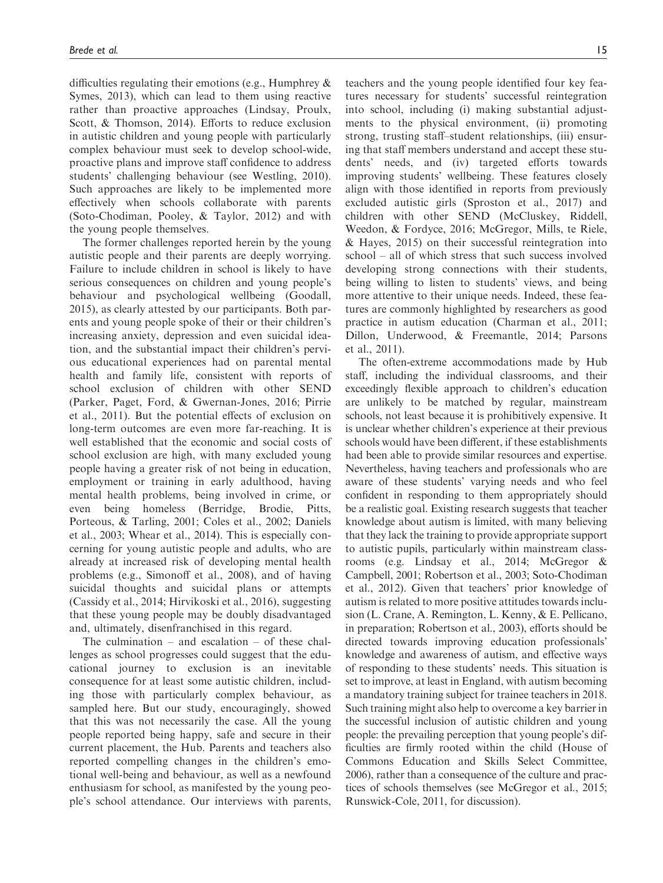difficulties regulating their emotions (e.g., Humphrey & Symes, 2013), which can lead to them using reactive rather than proactive approaches (Lindsay, Proulx, Scott, & Thomson, 2014). Efforts to reduce exclusion in autistic children and young people with particularly complex behaviour must seek to develop school-wide, proactive plans and improve staff confidence to address students' challenging behaviour (see Westling, 2010). Such approaches are likely to be implemented more effectively when schools collaborate with parents (Soto-Chodiman, Pooley, & Taylor, 2012) and with the young people themselves.

The former challenges reported herein by the young autistic people and their parents are deeply worrying. Failure to include children in school is likely to have serious consequences on children and young people's behaviour and psychological wellbeing (Goodall, 2015), as clearly attested by our participants. Both parents and young people spoke of their or their children's increasing anxiety, depression and even suicidal ideation, and the substantial impact their children's pervious educational experiences had on parental mental health and family life, consistent with reports of school exclusion of children with other SEND (Parker, Paget, Ford, & Gwernan-Jones, 2016; Pirrie et al., 2011). But the potential effects of exclusion on long-term outcomes are even more far-reaching. It is well established that the economic and social costs of school exclusion are high, with many excluded young people having a greater risk of not being in education, employment or training in early adulthood, having mental health problems, being involved in crime, or even being homeless (Berridge, Brodie, Pitts, Porteous, & Tarling, 2001; Coles et al., 2002; Daniels et al., 2003; Whear et al., 2014). This is especially concerning for young autistic people and adults, who are already at increased risk of developing mental health problems (e.g., Simonoff et al., 2008), and of having suicidal thoughts and suicidal plans or attempts (Cassidy et al., 2014; Hirvikoski et al., 2016), suggesting that these young people may be doubly disadvantaged and, ultimately, disenfranchised in this regard.

The culmination – and escalation – of these challenges as school progresses could suggest that the educational journey to exclusion is an inevitable consequence for at least some autistic children, including those with particularly complex behaviour, as sampled here. But our study, encouragingly, showed that this was not necessarily the case. All the young people reported being happy, safe and secure in their current placement, the Hub. Parents and teachers also reported compelling changes in the children's emotional well-being and behaviour, as well as a newfound enthusiasm for school, as manifested by the young people's school attendance. Our interviews with parents, teachers and the young people identified four key features necessary for students' successful reintegration into school, including (i) making substantial adjustments to the physical environment, (ii) promoting strong, trusting staff–student relationships, (iii) ensuring that staff members understand and accept these students' needs, and (iv) targeted efforts towards improving students' wellbeing. These features closely align with those identified in reports from previously excluded autistic girls (Sproston et al., 2017) and children with other SEND (McCluskey, Riddell, Weedon, & Fordyce, 2016; McGregor, Mills, te Riele, & Hayes, 2015) on their successful reintegration into school – all of which stress that such success involved developing strong connections with their students, being willing to listen to students' views, and being more attentive to their unique needs. Indeed, these features are commonly highlighted by researchers as good practice in autism education (Charman et al., 2011; Dillon, Underwood, & Freemantle, 2014; Parsons et al., 2011).

The often-extreme accommodations made by Hub staff, including the individual classrooms, and their exceedingly flexible approach to children's education are unlikely to be matched by regular, mainstream schools, not least because it is prohibitively expensive. It is unclear whether children's experience at their previous schools would have been different, if these establishments had been able to provide similar resources and expertise. Nevertheless, having teachers and professionals who are aware of these students' varying needs and who feel confident in responding to them appropriately should be a realistic goal. Existing research suggests that teacher knowledge about autism is limited, with many believing that they lack the training to provide appropriate support to autistic pupils, particularly within mainstream classrooms (e.g. Lindsay et al., 2014; McGregor & Campbell, 2001; Robertson et al., 2003; Soto-Chodiman et al., 2012). Given that teachers' prior knowledge of autism is related to more positive attitudes towards inclusion (L. Crane, A. Remington, L. Kenny, & E. Pellicano, in preparation; Robertson et al., 2003), efforts should be directed towards improving education professionals' knowledge and awareness of autism, and effective ways of responding to these students' needs. This situation is set to improve, at least in England, with autism becoming a mandatory training subject for trainee teachers in 2018. Such training might also help to overcome a key barrier in the successful inclusion of autistic children and young people: the prevailing perception that young people's difficulties are firmly rooted within the child (House of Commons Education and Skills Select Committee, 2006), rather than a consequence of the culture and practices of schools themselves (see McGregor et al., 2015; Runswick-Cole, 2011, for discussion).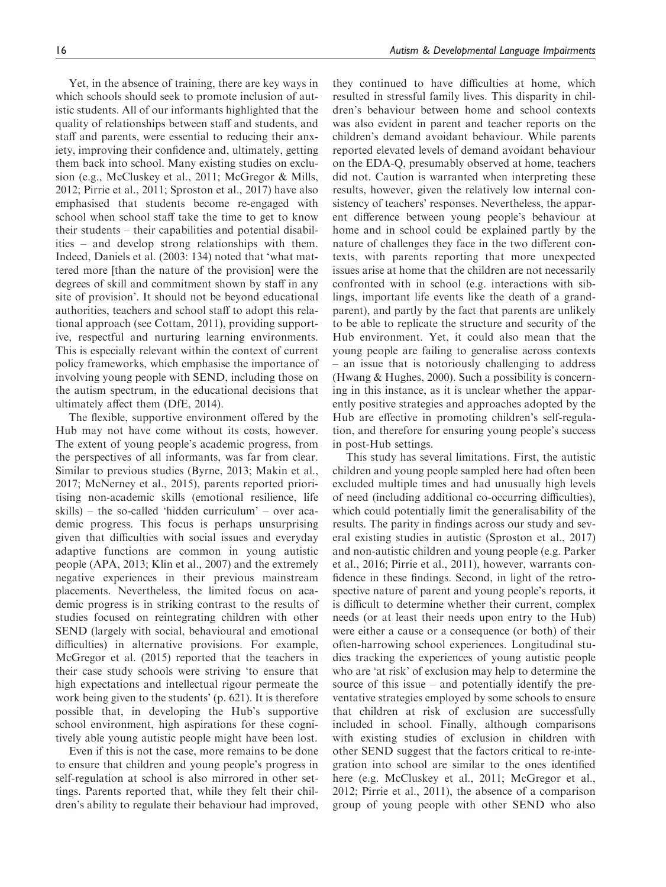Yet, in the absence of training, there are key ways in which schools should seek to promote inclusion of autistic students. All of our informants highlighted that the quality of relationships between staff and students, and staff and parents, were essential to reducing their anxiety, improving their confidence and, ultimately, getting them back into school. Many existing studies on exclusion (e.g., McCluskey et al., 2011; McGregor & Mills, 2012; Pirrie et al., 2011; Sproston et al., 2017) have also emphasised that students become re-engaged with school when school staff take the time to get to know their students – their capabilities and potential disabilities – and develop strong relationships with them. Indeed, Daniels et al. (2003: 134) noted that 'what mattered more [than the nature of the provision] were the degrees of skill and commitment shown by staff in any site of provision'. It should not be beyond educational authorities, teachers and school staff to adopt this relational approach (see Cottam, 2011), providing supportive, respectful and nurturing learning environments. This is especially relevant within the context of current policy frameworks, which emphasise the importance of involving young people with SEND, including those on the autism spectrum, in the educational decisions that ultimately affect them (DfE, 2014).

The flexible, supportive environment offered by the Hub may not have come without its costs, however. The extent of young people's academic progress, from the perspectives of all informants, was far from clear. Similar to previous studies (Byrne, 2013; Makin et al., 2017; McNerney et al., 2015), parents reported prioritising non-academic skills (emotional resilience, life skills) – the so-called 'hidden curriculum' – over academic progress. This focus is perhaps unsurprising given that difficulties with social issues and everyday adaptive functions are common in young autistic people (APA, 2013; Klin et al., 2007) and the extremely negative experiences in their previous mainstream placements. Nevertheless, the limited focus on academic progress is in striking contrast to the results of studies focused on reintegrating children with other SEND (largely with social, behavioural and emotional difficulties) in alternative provisions. For example, McGregor et al. (2015) reported that the teachers in their case study schools were striving 'to ensure that high expectations and intellectual rigour permeate the work being given to the students' (p. 621). It is therefore possible that, in developing the Hub's supportive school environment, high aspirations for these cognitively able young autistic people might have been lost.

Even if this is not the case, more remains to be done to ensure that children and young people's progress in self-regulation at school is also mirrored in other settings. Parents reported that, while they felt their children's ability to regulate their behaviour had improved, they continued to have difficulties at home, which resulted in stressful family lives. This disparity in children's behaviour between home and school contexts was also evident in parent and teacher reports on the children's demand avoidant behaviour. While parents reported elevated levels of demand avoidant behaviour on the EDA-Q, presumably observed at home, teachers did not. Caution is warranted when interpreting these results, however, given the relatively low internal consistency of teachers' responses. Nevertheless, the apparent difference between young people's behaviour at home and in school could be explained partly by the nature of challenges they face in the two different contexts, with parents reporting that more unexpected issues arise at home that the children are not necessarily confronted with in school (e.g. interactions with siblings, important life events like the death of a grandparent), and partly by the fact that parents are unlikely to be able to replicate the structure and security of the Hub environment. Yet, it could also mean that the young people are failing to generalise across contexts – an issue that is notoriously challenging to address (Hwang & Hughes, 2000). Such a possibility is concerning in this instance, as it is unclear whether the apparently positive strategies and approaches adopted by the Hub are effective in promoting children's self-regulation, and therefore for ensuring young people's success in post-Hub settings.

This study has several limitations. First, the autistic children and young people sampled here had often been excluded multiple times and had unusually high levels of need (including additional co-occurring difficulties), which could potentially limit the generalisability of the results. The parity in findings across our study and several existing studies in autistic (Sproston et al., 2017) and non-autistic children and young people (e.g. Parker et al., 2016; Pirrie et al., 2011), however, warrants confidence in these findings. Second, in light of the retrospective nature of parent and young people's reports, it is difficult to determine whether their current, complex needs (or at least their needs upon entry to the Hub) were either a cause or a consequence (or both) of their often-harrowing school experiences. Longitudinal studies tracking the experiences of young autistic people who are 'at risk' of exclusion may help to determine the source of this issue – and potentially identify the preventative strategies employed by some schools to ensure that children at risk of exclusion are successfully included in school. Finally, although comparisons with existing studies of exclusion in children with other SEND suggest that the factors critical to re-integration into school are similar to the ones identified here (e.g. McCluskey et al., 2011; McGregor et al., 2012; Pirrie et al., 2011), the absence of a comparison group of young people with other SEND who also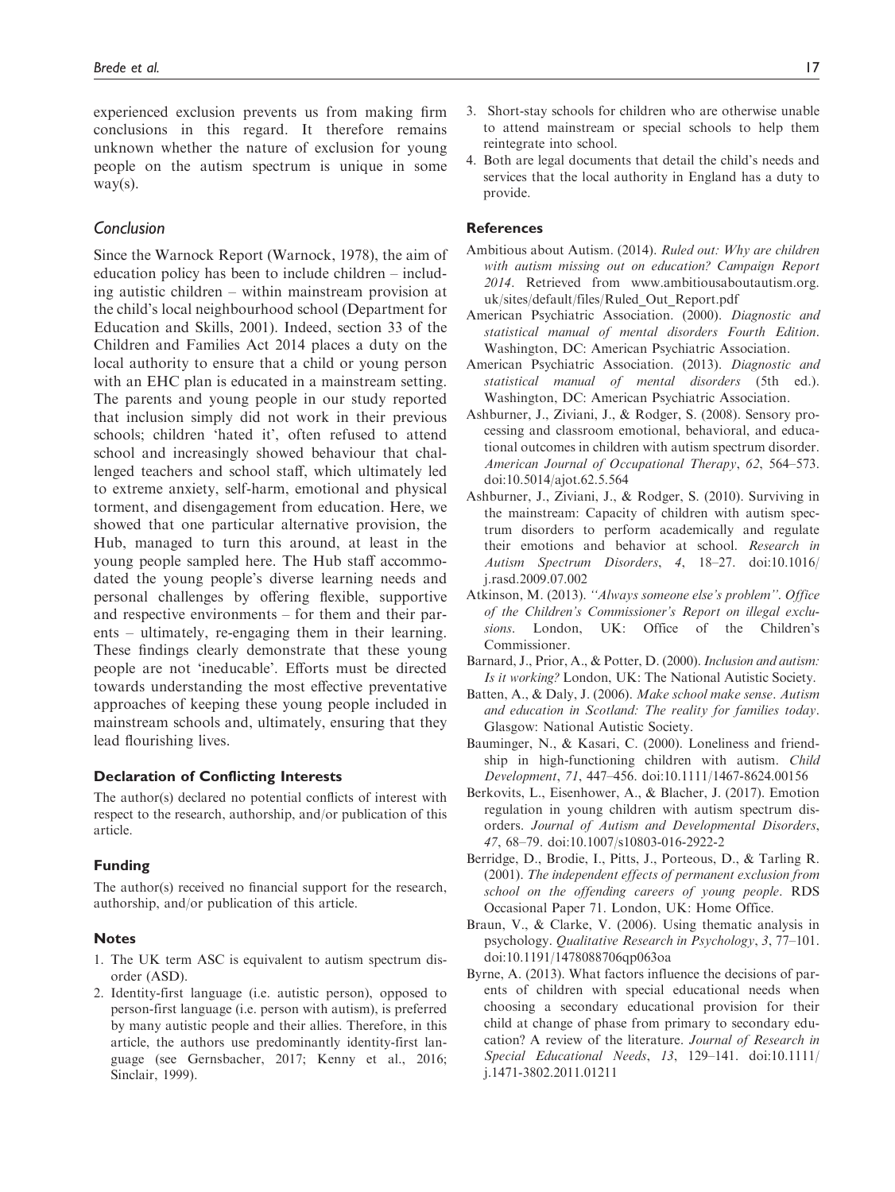experienced exclusion prevents us from making firm conclusions in this regard. It therefore remains unknown whether the nature of exclusion for young people on the autism spectrum is unique in some way(s).

## Conclusion

Since the Warnock Report (Warnock, 1978), the aim of education policy has been to include children – including autistic children – within mainstream provision at the child's local neighbourhood school (Department for Education and Skills, 2001). Indeed, section 33 of the Children and Families Act 2014 places a duty on the local authority to ensure that a child or young person with an EHC plan is educated in a mainstream setting. The parents and young people in our study reported that inclusion simply did not work in their previous schools; children 'hated it', often refused to attend school and increasingly showed behaviour that challenged teachers and school staff, which ultimately led to extreme anxiety, self-harm, emotional and physical torment, and disengagement from education. Here, we showed that one particular alternative provision, the Hub, managed to turn this around, at least in the young people sampled here. The Hub staff accommodated the young people's diverse learning needs and personal challenges by offering flexible, supportive and respective environments – for them and their parents – ultimately, re-engaging them in their learning. These findings clearly demonstrate that these young people are not 'ineducable'. Efforts must be directed towards understanding the most effective preventative approaches of keeping these young people included in mainstream schools and, ultimately, ensuring that they lead flourishing lives.

### Declaration of Conflicting Interests

The author(s) declared no potential conflicts of interest with respect to the research, authorship, and/or publication of this article.

### Funding

The author(s) received no financial support for the research, authorship, and/or publication of this article.

### Notes

1. The UK term ASC is equivalent to autism spectrum disorder (ASD).
2. Identity-first language (i.e. autistic person), opposed to person-first language (i.e. person with autism), is preferred by many autistic people and their allies. Therefore, in this article, the authors use predominantly identity-first language (see Gernsbacher, 2017; Kenny et al., 2016; Sinclair, 1999).
3. Short-stay schools for children who are otherwise unable to attend mainstream or special schools to help them reintegrate into school.
4. Both are legal documents that detail the child's needs and services that the local authority in England has a duty to provide.

### References

Ambitious about Autism. (2014). *Ruled out: Why are children with autism missing out on education? Campaign Report 2014*. Retrieved from www.ambitiousaboutautism.org.uk/sites/default/files/Ruled_Out_Report.pdf

American Psychiatric Association. (2000). *Diagnostic and statistical manual of mental disorders Fourth Edition*. Washington, DC: American Psychiatric Association.

American Psychiatric Association. (2013). *Diagnostic and statistical manual of mental disorders* (5th ed.). Washington, DC: American Psychiatric Association.

Ashburner, J., Ziviani, J., & Rodger, S. (2008). Sensory processing and classroom emotional, behavioral, and educational outcomes in children with autism spectrum disorder. *American Journal of Occupational Therapy*, *62*, 564–573. doi:10.5014/ajot.62.5.564

Ashburner, J., Ziviani, J., & Rodger, S. (2010). Surviving in the mainstream: Capacity of children with autism spectrum disorders to perform academically and regulate their emotions and behavior at school. *Research in Autism Spectrum Disorders*, *4*, 18–27. doi:10.1016/j.rasd.2009.07.002

Atkinson, M. (2013). *"Always someone else's problem". Office of the Children's Commissioner's Report on illegal exclusions*. London, UK: Office of the Children's Commissioner.

Barnard, J., Prior, A., & Potter, D. (2000). *Inclusion and autism: Is it working?* London, UK: The National Autistic Society.

Batten, A., & Daly, J. (2006). *Make school make sense. Autism and education in Scotland: The reality for families today*. Glasgow: National Autistic Society.

Bauminger, N., & Kasari, C. (2000). Loneliness and friendship in high-functioning children with autism. *Child Development*, *71*, 447–456. doi:10.1111/1467-8624.00156

Berkovits, L., Eisenhower, A., & Blacher, J. (2017). Emotion regulation in young children with autism spectrum disorders. *Journal of Autism and Developmental Disorders*, *47*, 68–79. doi:10.1007/s10803-016-2922-2

Berridge, D., Brodie, I., Pitts, J., Porteous, D., & Tarling R. (2001). *The independent effects of permanent exclusion from school on the offending careers of young people*. RDS Occasional Paper 71. London, UK: Home Office.

Braun, V., & Clarke, V. (2006). Using thematic analysis in psychology. *Qualitative Research in Psychology*, *3*, 77–101. doi:10.1191/1478088706qp063oa

Byrne, A. (2013). What factors influence the decisions of parents of children with special educational needs when choosing a secondary educational provision for their child at change of phase from primary to secondary education? A review of the literature. *Journal of Research in Special Educational Needs*, *13*, 129–141. doi:10.1111/j.1471-3802.2011.01211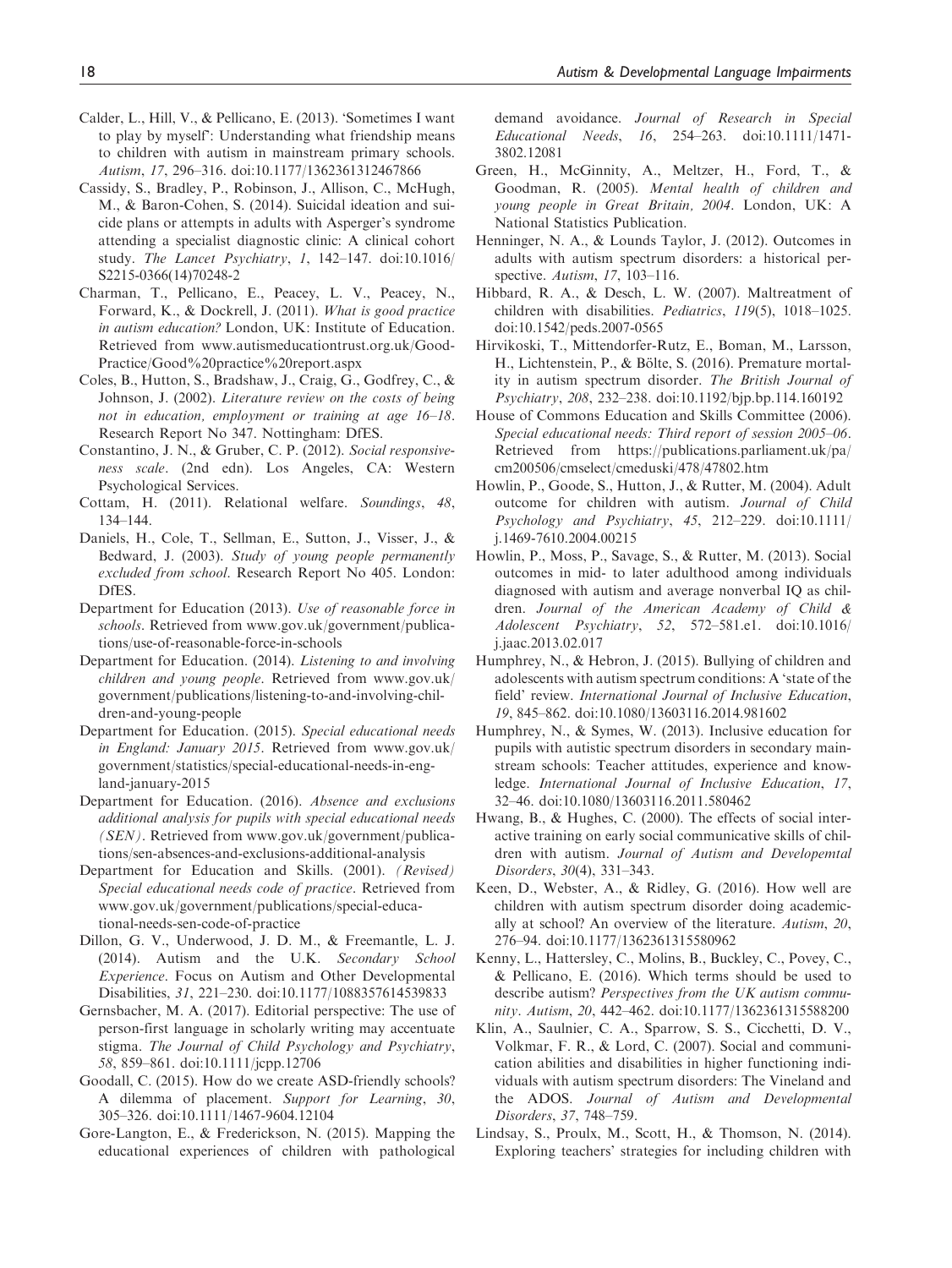Calder, L., Hill, V., & Pellicano, E. (2013). 'Sometimes I want to play by myself': Understanding what friendship means to children with autism in mainstream primary schools. *Autism*, *17*, 296–316. doi:10.1177/1362361312467866

Cassidy, S., Bradley, P., Robinson, J., Allison, C., McHugh, M., & Baron-Cohen, S. (2014). Suicidal ideation and suicide plans or attempts in adults with Asperger's syndrome attending a specialist diagnostic clinic: A clinical cohort study. *The Lancet Psychiatry*, *1*, 142–147. doi:10.1016/S2215-0366(14)70248-2

Charman, T., Pellicano, E., Peacey, L. V., Peacey, N., Forward, K., & Dockrell, J. (2011). *What is good practice in autism education?* London, UK: Institute of Education. Retrieved from www.autismeducationtrust.org.uk/Good-Practice/Good%20practice%20report.aspx

Coles, B., Hutton, S., Bradshaw, J., Craig, G., Godfrey, C., & Johnson, J. (2002). *Literature review on the costs of being not in education, employment or training at age 16–18*. Research Report No 347. Nottingham: DfES.

Constantino, J. N., & Gruber, C. P. (2012). *Social responsiveness scale*. (2nd edn). Los Angeles, CA: Western Psychological Services.

Cottam, H. (2011). Relational welfare. *Soundings*, *48*, 134–144.

Daniels, H., Cole, T., Sellman, E., Sutton, J., Visser, J., & Bedward, J. (2003). *Study of young people permanently excluded from school*. Research Report No 405. London: DfES.

Department for Education (2013). *Use of reasonable force in schools*. Retrieved from www.gov.uk/government/publications/use-of-reasonable-force-in-schools

Department for Education. (2014). *Listening to and involving children and young people*. Retrieved from www.gov.uk/government/publications/listening-to-and-involving-children-and-young-people

Department for Education. (2015). *Special educational needs in England: January 2015*. Retrieved from www.gov.uk/government/statistics/special-educational-needs-in-england-january-2015

Department for Education. (2016). *Absence and exclusions additional analysis for pupils with special educational needs (SEN)*. Retrieved from www.gov.uk/government/publications/sen-absences-and-exclusions-additional-analysis

Department for Education and Skills. (2001). *(Revised) Special educational needs code of practice*. Retrieved from www.gov.uk/government/publications/special-educational-needs-sen-code-of-practice

Dillon, G. V., Underwood, J. D. M., & Freemantle, L. J. (2014). Autism and the U.K. *Secondary School Experience*. Focus on Autism and Other Developmental Disabilities, *31*, 221–230. doi:10.1177/1088357614539833

Gernsbacher, M. A. (2017). Editorial perspective: The use of person-first language in scholarly writing may accentuate stigma. *The Journal of Child Psychology and Psychiatry*, *58*, 859–861. doi:10.1111/jcpp.12706

Goodall, C. (2015). How do we create ASD-friendly schools? A dilemma of placement. *Support for Learning*, *30*, 305–326. doi:10.1111/1467-9604.12104

Gore-Langton, E., & Frederickson, N. (2015). Mapping the educational experiences of children with pathological demand avoidance. *Journal of Research in Special Educational Needs*, *16*, 254–263. doi:10.1111/1471-3802.12081

Green, H., McGinnity, A., Meltzer, H., Ford, T., & Goodman, R. (2005). *Mental health of children and young people in Great Britain, 2004*. London, UK: A National Statistics Publication.

Henninger, N. A., & Lounds Taylor, J. (2012). Outcomes in adults with autism spectrum disorders: a historical perspective. *Autism*, *17*, 103–116.

Hibbard, R. A., & Desch, L. W. (2007). Maltreatment of children with disabilities. *Pediatrics*, *119*(5), 1018–1025. doi:10.1542/peds.2007-0565

Hirvikoski, T., Mittendorfer-Rutz, E., Boman, M., Larsson, H., Lichtenstein, P., & Bölte, S. (2016). Premature mortality in autism spectrum disorder. *The British Journal of Psychiatry*, *208*, 232–238. doi:10.1192/bjp.bp.114.160192

House of Commons Education and Skills Committee (2006). *Special educational needs: Third report of session 2005–06*. Retrieved from https://publications.parliament.uk/pa/cm200506/cmselect/cmeduski/478/47802.htm

Howlin, P., Goode, S., Hutton, J., & Rutter, M. (2004). Adult outcome for children with autism. *Journal of Child Psychology and Psychiatry*, *45*, 212–229. doi:10.1111/j.1469-7610.2004.00215

Howlin, P., Moss, P., Savage, S., & Rutter, M. (2013). Social outcomes in mid- to later adulthood among individuals diagnosed with autism and average nonverbal IQ as children. *Journal of the American Academy of Child & Adolescent Psychiatry*, *52*, 572–581.e1. doi:10.1016/j.jaac.2013.02.017

Humphrey, N., & Hebron, J. (2015). Bullying of children and adolescents with autism spectrum conditions: A 'state of the field' review. *International Journal of Inclusive Education*, *19*, 845–862. doi:10.1080/13603116.2014.981602

Humphrey, N., & Symes, W. (2013). Inclusive education for pupils with autistic spectrum disorders in secondary mainstream schools: Teacher attitudes, experience and knowledge. *International Journal of Inclusive Education*, *17*, 32–46. doi:10.1080/13603116.2011.580462

Hwang, B., & Hughes, C. (2000). The effects of social interactive training on early social communicative skills of children with autism. *Journal of Autism and Developemtal Disorders*, *30*(4), 331–343.

Keen, D., Webster, A., & Ridley, G. (2016). How well are children with autism spectrum disorder doing academically at school? An overview of the literature. *Autism*, *20*, 276–94. doi:10.1177/1362361315580962

Kenny, L., Hattersley, C., Molins, B., Buckley, C., Povey, C., & Pellicano, E. (2016). Which terms should be used to describe autism? *Perspectives from the UK autism community*. *Autism*, *20*, 442–462. doi:10.1177/1362361315588200

Klin, A., Saulnier, C. A., Sparrow, S. S., Cicchetti, D. V., Volkmar, F. R., & Lord, C. (2007). Social and communication abilities and disabilities in higher functioning individuals with autism spectrum disorders: The Vineland and the ADOS. *Journal of Autism and Developmental Disorders*, *37*, 748–759.

Lindsay, S., Proulx, M., Scott, H., & Thomson, N. (2014). Exploring teachers' strategies for including children with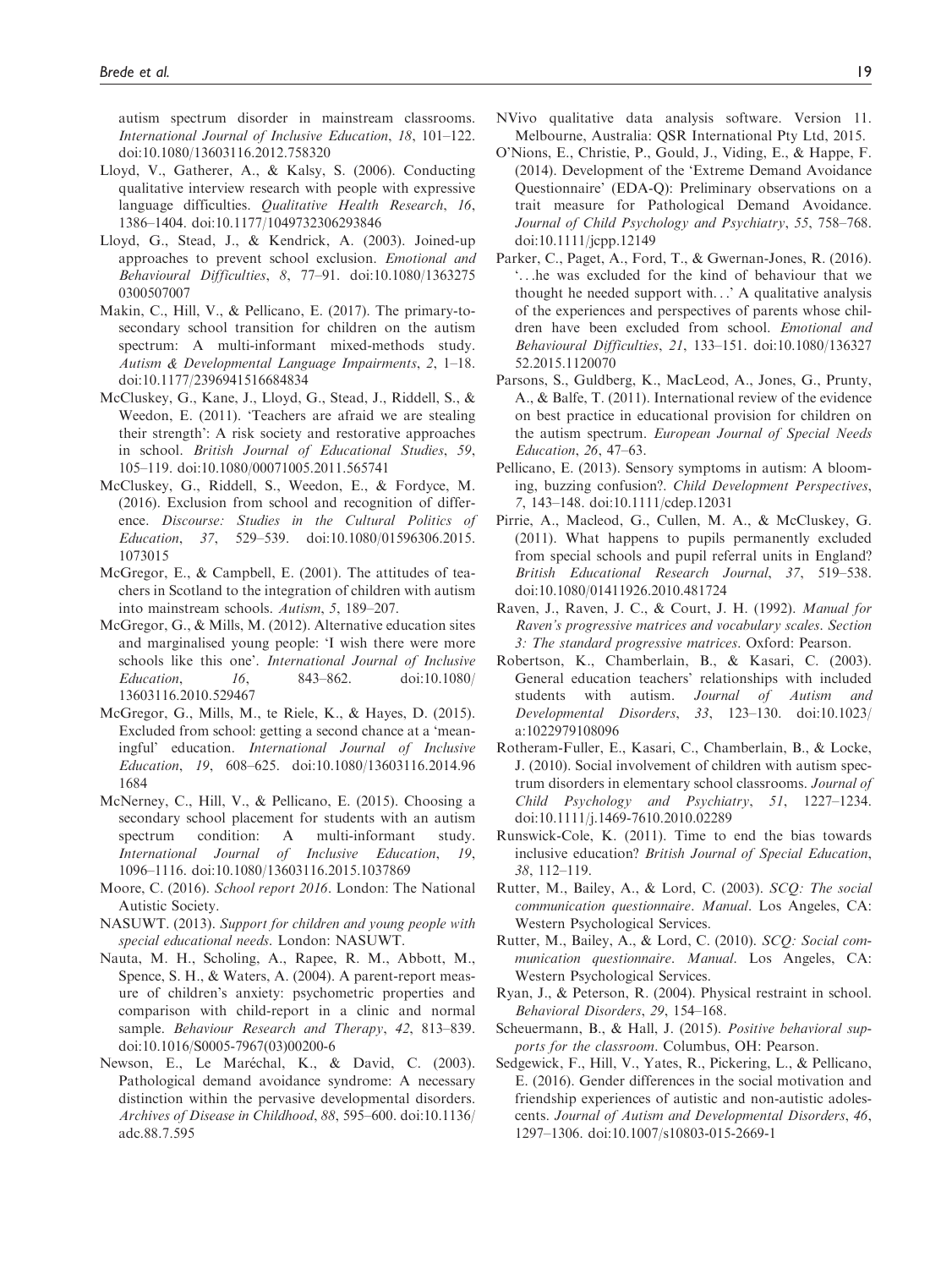autism spectrum disorder in mainstream classrooms. *International Journal of Inclusive Education*, *18*, 101–122. doi:10.1080/13603116.2012.758320

Lloyd, V., Gatherer, A., & Kalsy, S. (2006). Conducting qualitative interview research with people with expressive language difficulties. *Qualitative Health Research*, *16*, 1386–1404. doi:10.1177/1049732306293846

Lloyd, G., Stead, J., & Kendrick, A. (2003). Joined-up approaches to prevent school exclusion. *Emotional and Behavioural Difficulties*, *8*, 77–91. doi:10.1080/13632750300507007

Makin, C., Hill, V., & Pellicano, E. (2017). The primary-to-secondary school transition for children on the autism spectrum: A multi-informant mixed-methods study. *Autism & Developmental Language Impairments*, *2*, 1–18. doi:10.1177/2396941516684834

McCluskey, G., Kane, J., Lloyd, G., Stead, J., Riddell, S., & Weedon, E. (2011). 'Teachers are afraid we are stealing their strength': A risk society and restorative approaches in school. *British Journal of Educational Studies*, *59*, 105–119. doi:10.1080/00071005.2011.565741

McCluskey, G., Riddell, S., Weedon, E., & Fordyce, M. (2016). Exclusion from school and recognition of difference. *Discourse: Studies in the Cultural Politics of Education*, *37*, 529–539. doi:10.1080/01596306.2015.1073015

McGregor, E., & Campbell, E. (2001). The attitudes of teachers in Scotland to the integration of children with autism into mainstream schools. *Autism*, *5*, 189–207.

McGregor, G., & Mills, M. (2012). Alternative education sites and marginalised young people: 'I wish there were more schools like this one'. *International Journal of Inclusive Education*, *16*, 843–862. doi:10.1080/13603116.2010.529467

McGregor, G., Mills, M., te Riele, K., & Hayes, D. (2015). Excluded from school: getting a second chance at a 'meaningful' education. *International Journal of Inclusive Education*, *19*, 608–625. doi:10.1080/13603116.2014.961684

McNerney, C., Hill, V., & Pellicano, E. (2015). Choosing a secondary school placement for students with an autism spectrum condition: A multi-informant study. *International Journal of Inclusive Education*, *19*, 1096–1116. doi:10.1080/13603116.2015.1037869

Moore, C. (2016). *School report 2016*. London: The National Autistic Society.

NASUWT. (2013). *Support for children and young people with special educational needs*. London: NASUWT.

Nauta, M. H., Scholing, A., Rapee, R. M., Abbott, M., Spence, S. H., & Waters, A. (2004). A parent-report measure of children's anxiety: psychometric properties and comparison with child-report in a clinic and normal sample. *Behaviour Research and Therapy*, *42*, 813–839. doi:10.1016/S0005-7967(03)00200-6

Newson, E., Le Maréchal, K., & David, C. (2003). Pathological demand avoidance syndrome: A necessary distinction within the pervasive developmental disorders. *Archives of Disease in Childhood*, *88*, 595–600. doi:10.1136/adc.88.7.595

NVivo qualitative data analysis software. Version 11. Melbourne, Australia: QSR International Pty Ltd, 2015.

O'Nions, E., Christie, P., Gould, J., Viding, E., & Happe, F. (2014). Development of the 'Extreme Demand Avoidance Questionnaire' (EDA-Q): Preliminary observations on a trait measure for Pathological Demand Avoidance. *Journal of Child Psychology and Psychiatry*, *55*, 758–768. doi:10.1111/jcpp.12149

Parker, C., Paget, A., Ford, T., & Gwernan-Jones, R. (2016). '...he was excluded for the kind of behaviour that we thought he needed support with...' A qualitative analysis of the experiences and perspectives of parents whose children have been excluded from school. *Emotional and Behavioural Difficulties*, *21*, 133–151. doi:10.1080/13632752.2015.1120070

Parsons, S., Guldberg, K., MacLeod, A., Jones, G., Prunty, A., & Balfe, T. (2011). International review of the evidence on best practice in educational provision for children on the autism spectrum. *European Journal of Special Needs Education*, *26*, 47–63.

Pellicano, E. (2013). Sensory symptoms in autism: A blooming, buzzing confusion?. *Child Development Perspectives*, *7*, 143–148. doi:10.1111/cdep.12031

Pirrie, A., Macleod, G., Cullen, M. A., & McCluskey, G. (2011). What happens to pupils permanently excluded from special schools and pupil referral units in England? *British Educational Research Journal*, *37*, 519–538. doi:10.1080/01411926.2010.481724

Raven, J., Raven, J. C., & Court, J. H. (1992). *Manual for Raven's progressive matrices and vocabulary scales. Section 3: The standard progressive matrices*. Oxford: Pearson.

Robertson, K., Chamberlain, B., & Kasari, C. (2003). General education teachers' relationships with included students with autism. *Journal of Autism and Developmental Disorders*, *33*, 123–130. doi:10.1023/a:1022979108096

Rotheram-Fuller, E., Kasari, C., Chamberlain, B., & Locke, J. (2010). Social involvement of children with autism spectrum disorders in elementary school classrooms. *Journal of Child Psychology and Psychiatry*, *51*, 1227–1234. doi:10.1111/j.1469-7610.2010.02289

Runswick-Cole, K. (2011). Time to end the bias towards inclusive education? *British Journal of Special Education*, *38*, 112–119.

Rutter, M., Bailey, A., & Lord, C. (2003). *SCQ: The social communication questionnaire. Manual*. Los Angeles, CA: Western Psychological Services.

Rutter, M., Bailey, A., & Lord, C. (2010). *SCQ: Social communication questionnaire. Manual*. Los Angeles, CA: Western Psychological Services.

Ryan, J., & Peterson, R. (2004). Physical restraint in school. *Behavioral Disorders*, *29*, 154–168.

Scheuermann, B., & Hall, J. (2015). *Positive behavioral supports for the classroom*. Columbus, OH: Pearson.

Sedgewick, F., Hill, V., Yates, R., Pickering, L., & Pellicano, E. (2016). Gender differences in the social motivation and friendship experiences of autistic and non-autistic adolescents. *Journal of Autism and Developmental Disorders*, *46*, 1297–1306. doi:10.1007/s10803-015-2669-1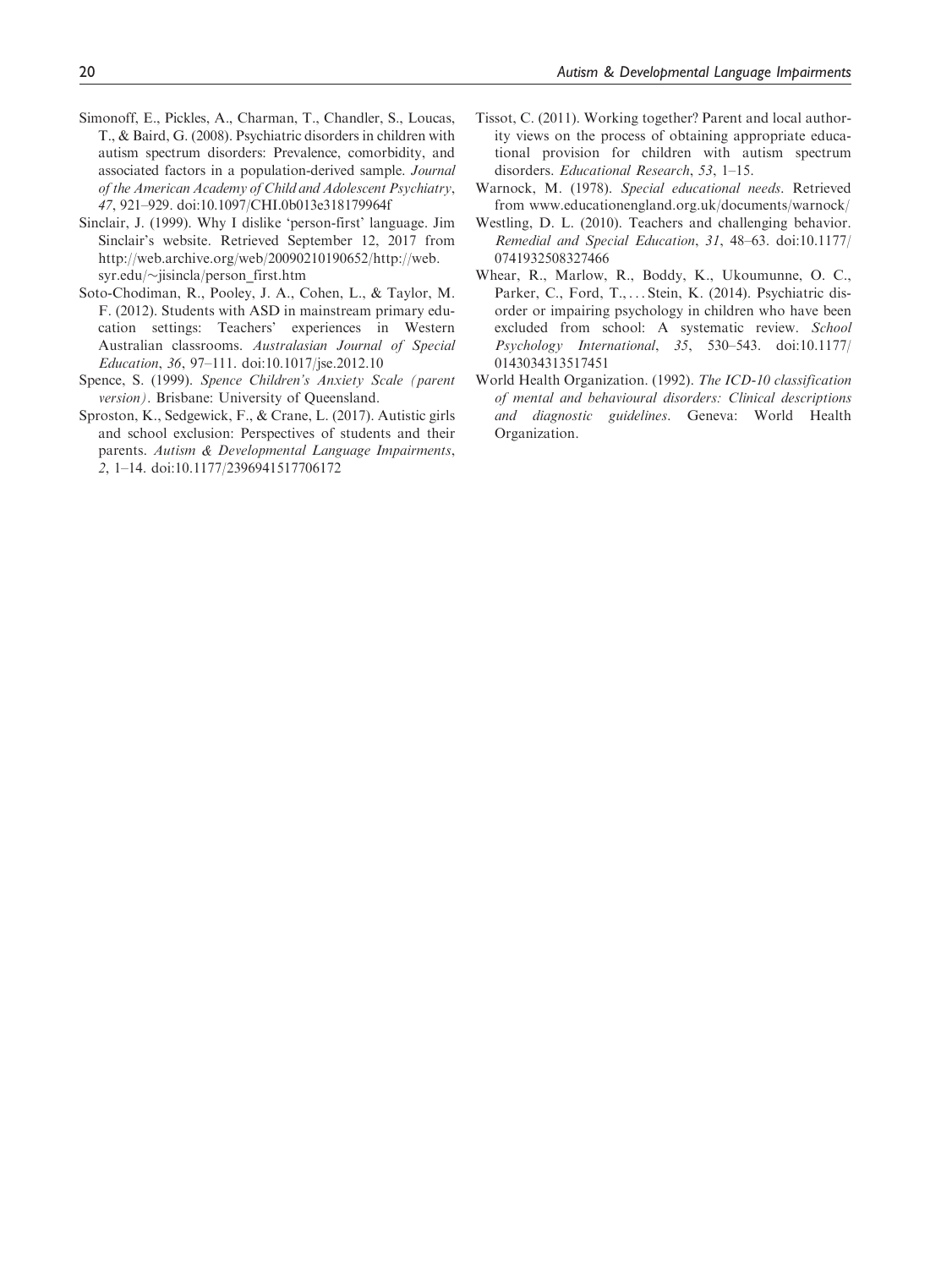Simonoff, E., Pickles, A., Charman, T., Chandler, S., Loucas, T., & Baird, G. (2008). Psychiatric disorders in children with autism spectrum disorders: Prevalence, comorbidity, and associated factors in a population-derived sample. *Journal of the American Academy of Child and Adolescent Psychiatry*, *47*, 921–929. doi:10.1097/CHI.0b013e318179964f

Sinclair, J. (1999). Why I dislike 'person-first' language. Jim Sinclair's website. Retrieved September 12, 2017 from http://web.archive.org/web/20090210190652/http://web.syr.edu/~jisincla/person_first.htm

Soto-Chodiman, R., Pooley, J. A., Cohen, L., & Taylor, M. F. (2012). Students with ASD in mainstream primary education settings: Teachers' experiences in Western Australian classrooms. *Australasian Journal of Special Education*, *36*, 97–111. doi:10.1017/jse.2012.10

Spence, S. (1999). *Spence Children's Anxiety Scale (parent version)*. Brisbane: University of Queensland.

Sproston, K., Sedgewick, F., & Crane, L. (2017). Autistic girls and school exclusion: Perspectives of students and their parents. *Autism & Developmental Language Impairments*, *2*, 1–14. doi:10.1177/2396941517706172

Tissot, C. (2011). Working together? Parent and local authority views on the process of obtaining appropriate educational provision for children with autism spectrum disorders. *Educational Research*, *53*, 1–15.

Warnock, M. (1978). *Special educational needs*. Retrieved from www.educationengland.org.uk/documents/warnock/

Westling, D. L. (2010). Teachers and challenging behavior. *Remedial and Special Education*, *31*, 48–63. doi:10.1177/0741932508327466

Whear, R., Marlow, R., Boddy, K., Ukoumunne, O. C., Parker, C., Ford, T., ... Stein, K. (2014). Psychiatric disorder or impairing psychology in children who have been excluded from school: A systematic review. *School Psychology International*, *35*, 530–543. doi:10.1177/0143034313517451

World Health Organization. (1992). *The ICD-10 classification of mental and behavioural disorders: Clinical descriptions and diagnostic guidelines*. Geneva: World Health Organization.